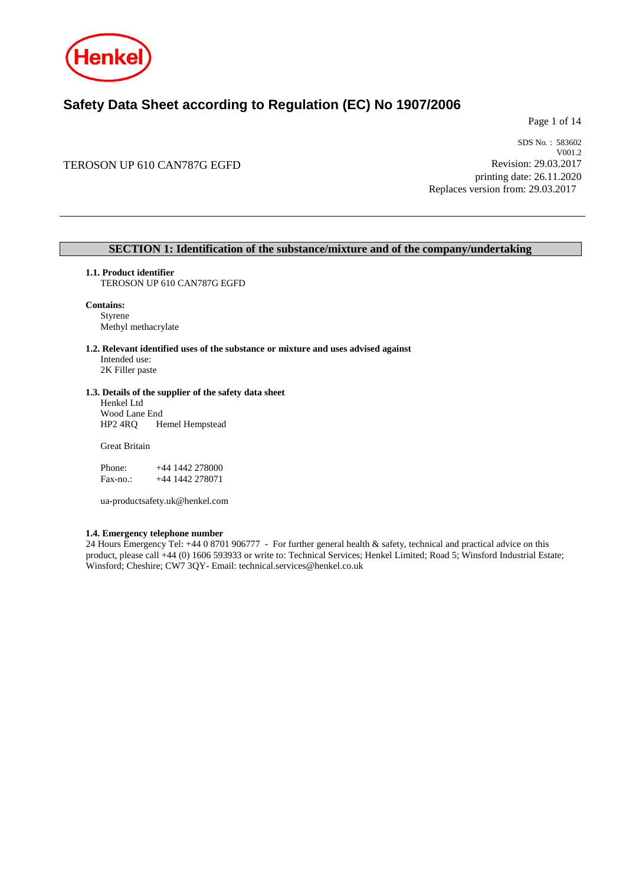# Safety Data Sheet according to Regulation (EC) No 1907/2006

TEROSON UP 610 CAN787G EGFD

SDS No. : 583602
V001.2
Revision: 29.03.2017
printing date: 26.11.2020
Replaces version from: 29.03.2017

---

## SECTION 1: Identification of the substance/mixture and of the company/undertaking

**1.1. Product identifier**
TEROSON UP 610 CAN787G EGFD

**Contains:**
Styrene
Methyl methacrylate

**1.2. Relevant identified uses of the substance or mixture and uses advised against**
Intended use:
2K Filler paste

**1.3. Details of the supplier of the safety data sheet**
Henkel Ltd
Wood Lane End
HP2 4RQ Hemel Hempstead

Great Britain

Phone: +44 1442 278000
Fax-no.: +44 1442 278071

ua-productsafety.uk@henkel.com

**1.4. Emergency telephone number**
24 Hours Emergency Tel: +44 0 8701 906777 - For further general health & safety, technical and practical advice on this product, please call +44 (0) 1606 593933 or write to: Technical Services; Henkel Limited; Road 5; Winsford Industrial Estate; Winsford; Cheshire; CW7 3QY- Email: technical.services@henkel.co.uk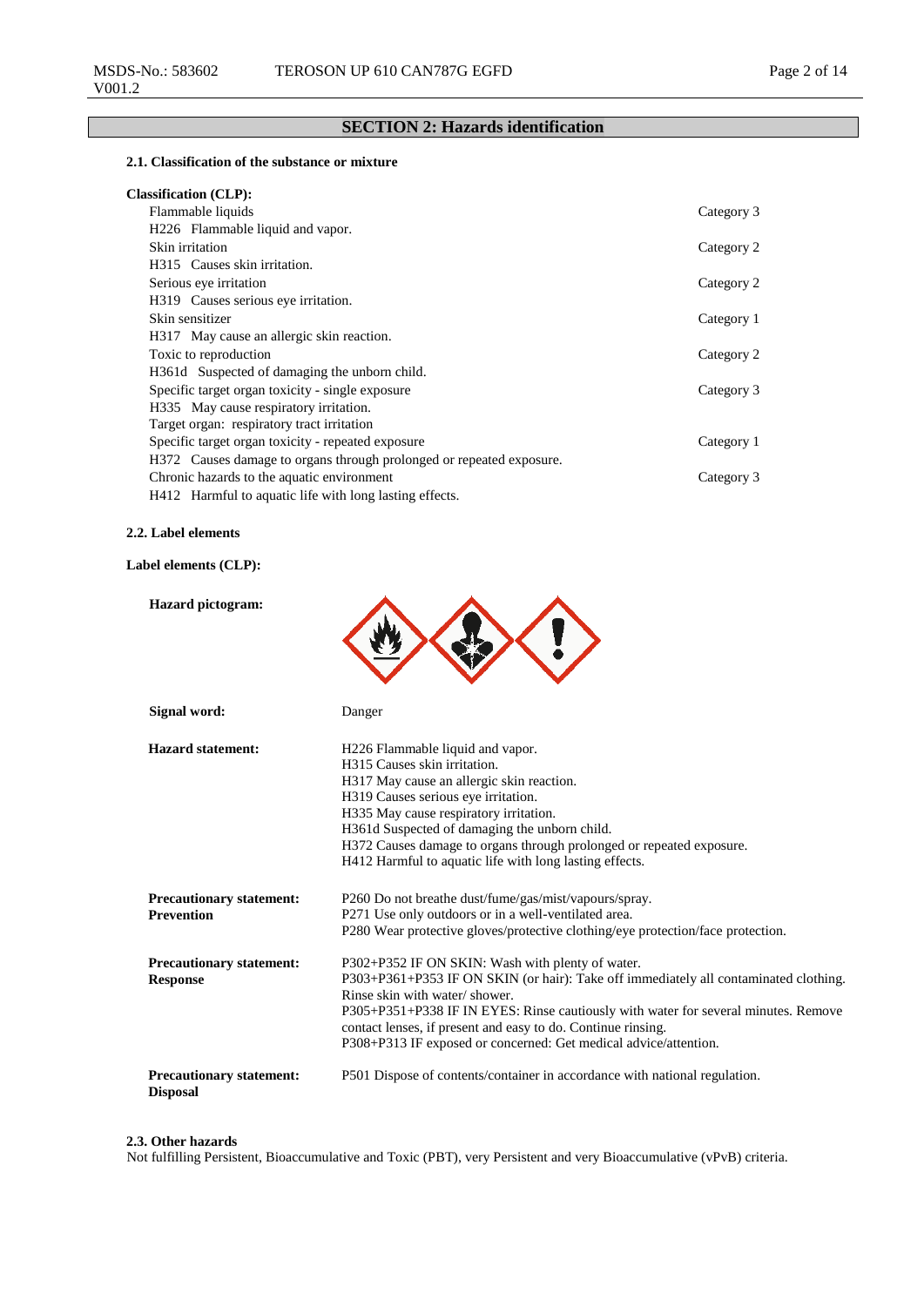## SECTION 2: Hazards identification

### 2.1. Classification of the substance or mixture

**Classification (CLP):**

| | |
|---|---|
| Flammable liquids | Category 3 |
| H226 Flammable liquid and vapor. | |
| Skin irritation | Category 2 |
| H315 Causes skin irritation. | |
| Serious eye irritation | Category 2 |
| H319 Causes serious eye irritation. | |
| Skin sensitizer | Category 1 |
| H317 May cause an allergic skin reaction. | |
| Toxic to reproduction | Category 2 |
| H361d Suspected of damaging the unborn child. | |
| Specific target organ toxicity - single exposure | Category 3 |
| H335 May cause respiratory irritation. | |
| Target organ: respiratory tract irritation | |
| Specific target organ toxicity - repeated exposure | Category 1 |
| H372 Causes damage to organs through prolonged or repeated exposure. | |
| Chronic hazards to the aquatic environment | Category 3 |
| H412 Harmful to aquatic life with long lasting effects. | |

### 2.2. Label elements

**Label elements (CLP):**

**Hazard pictogram:**

**Signal word:** Danger

**Hazard statement:**
H226 Flammable liquid and vapor.
H315 Causes skin irritation.
H317 May cause an allergic skin reaction.
H319 Causes serious eye irritation.
H335 May cause respiratory irritation.
H361d Suspected of damaging the unborn child.
H372 Causes damage to organs through prolonged or repeated exposure.
H412 Harmful to aquatic life with long lasting effects.

**Precautionary statement: Prevention**
P260 Do not breathe dust/fume/gas/mist/vapours/spray.
P271 Use only outdoors or in a well-ventilated area.
P280 Wear protective gloves/protective clothing/eye protection/face protection.

**Precautionary statement: Response**
P302+P352 IF ON SKIN: Wash with plenty of water.
P303+P361+P353 IF ON SKIN (or hair): Take off immediately all contaminated clothing. Rinse skin with water/ shower.
P305+P351+P338 IF IN EYES: Rinse cautiously with water for several minutes. Remove contact lenses, if present and easy to do. Continue rinsing.
P308+P313 IF exposed or concerned: Get medical advice/attention.

**Precautionary statement: Disposal**
P501 Dispose of contents/container in accordance with national regulation.

### 2.3. Other hazards

Not fulfilling Persistent, Bioaccumulative and Toxic (PBT), very Persistent and very Bioaccumulative (vPvB) criteria.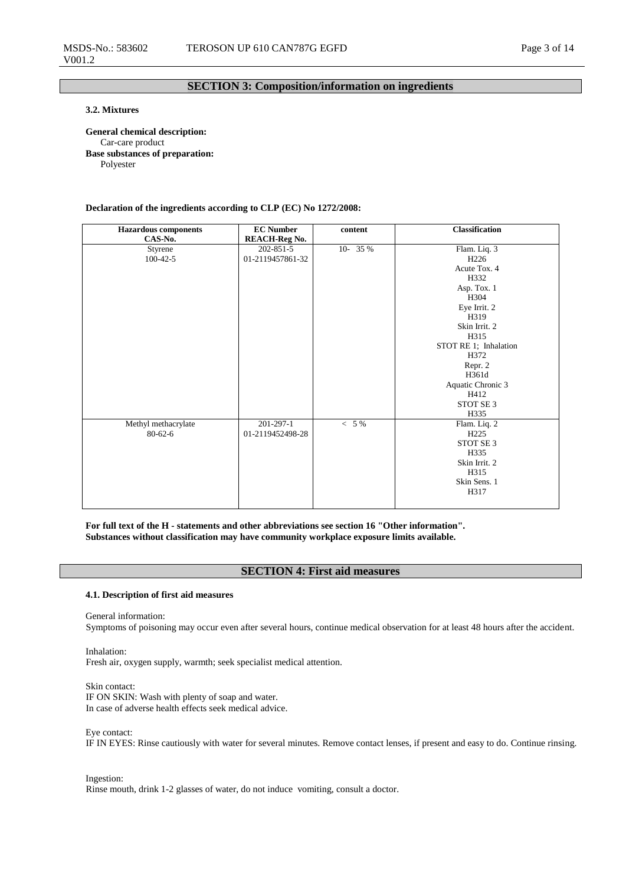## SECTION 3: Composition/information on ingredients

### 3.2. Mixtures

**General chemical description:**
Car-care product

**Base substances of preparation:**
Polyester

**Declaration of the ingredients according to CLP (EC) No 1272/2008:**

| Hazardous components CAS-No. | EC Number REACH-Reg No. | content | Classification |
|---|---|---|---|
| Styrene 100-42-5 | 202-851-5 01-2119457861-32 | 10- 35 % | Flam. Liq. 3 H226 Acute Tox. 4 H332 Asp. Tox. 1 H304 Eye Irrit. 2 H319 Skin Irrit. 2 H315 STOT RE 1; Inhalation H372 Repr. 2 H361d Aquatic Chronic 3 H412 STOT SE 3 H335 |
| Methyl methacrylate 80-62-6 | 201-297-1 01-2119452498-28 | < 5 % | Flam. Liq. 2 H225 STOT SE 3 H335 Skin Irrit. 2 H315 Skin Sens. 1 H317 |

**For full text of the H - statements and other abbreviations see section 16 "Other information".**
**Substances without classification may have community workplace exposure limits available.**

## SECTION 4: First aid measures

### 4.1. Description of first aid measures

General information:
Symptoms of poisoning may occur even after several hours, continue medical observation for at least 48 hours after the accident.

Inhalation:
Fresh air, oxygen supply, warmth; seek specialist medical attention.

Skin contact:
IF ON SKIN: Wash with plenty of soap and water.
In case of adverse health effects seek medical advice.

Eye contact:
IF IN EYES: Rinse cautiously with water for several minutes. Remove contact lenses, if present and easy to do. Continue rinsing.

Ingestion:
Rinse mouth, drink 1-2 glasses of water, do not induce vomiting, consult a doctor.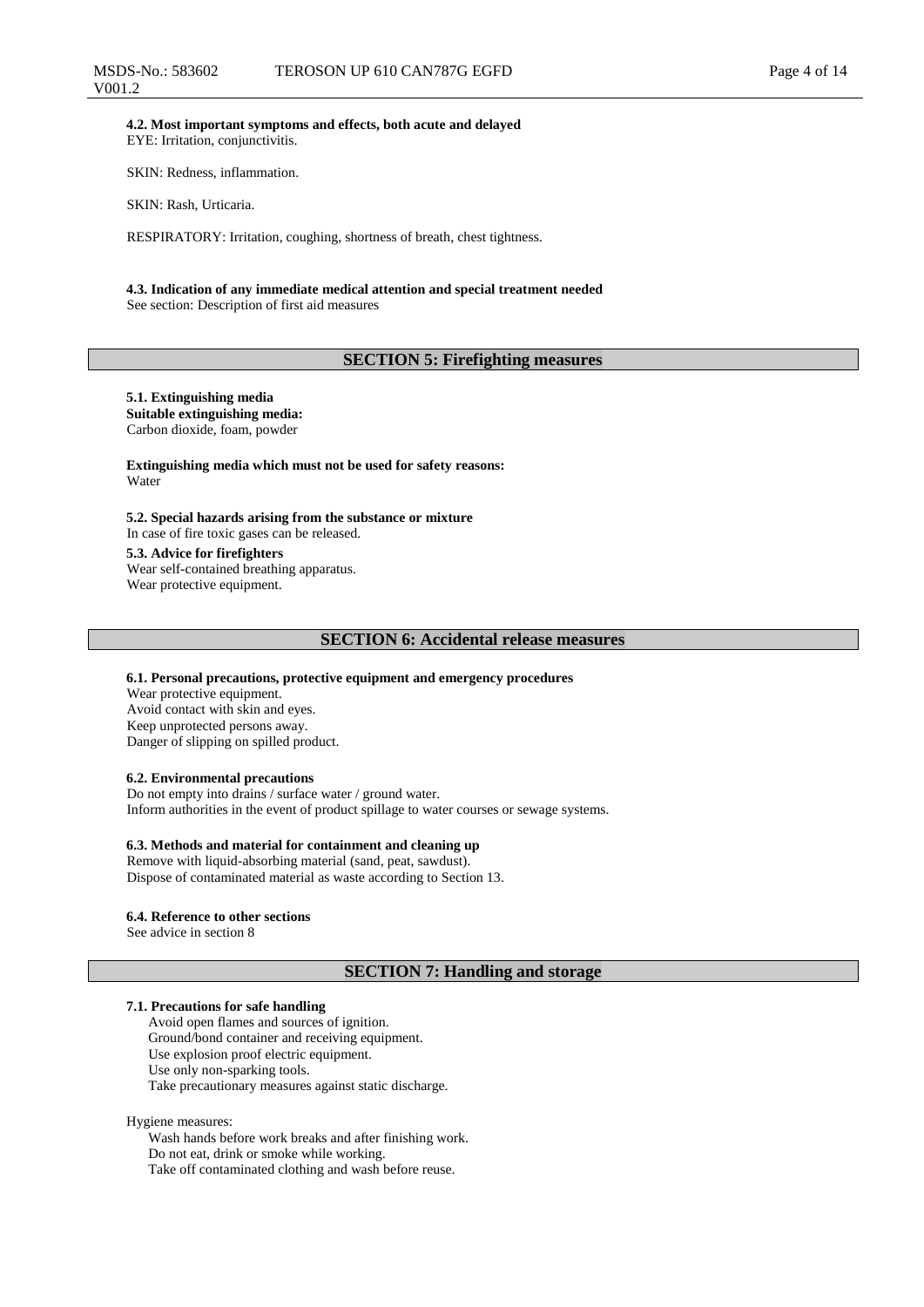**4.2. Most important symptoms and effects, both acute and delayed**
EYE: Irritation, conjunctivitis.

SKIN: Redness, inflammation.

SKIN: Rash, Urticaria.

RESPIRATORY: Irritation, coughing, shortness of breath, chest tightness.

**4.3. Indication of any immediate medical attention and special treatment needed**
See section: Description of first aid measures

## SECTION 5: Firefighting measures

**5.1. Extinguishing media**
**Suitable extinguishing media:**
Carbon dioxide, foam, powder

**Extinguishing media which must not be used for safety reasons:**
Water

**5.2. Special hazards arising from the substance or mixture**
In case of fire toxic gases can be released.

**5.3. Advice for firefighters**
Wear self-contained breathing apparatus.
Wear protective equipment.

## SECTION 6: Accidental release measures

**6.1. Personal precautions, protective equipment and emergency procedures**
Wear protective equipment.
Avoid contact with skin and eyes.
Keep unprotected persons away.
Danger of slipping on spilled product.

**6.2. Environmental precautions**
Do not empty into drains / surface water / ground water.
Inform authorities in the event of product spillage to water courses or sewage systems.

**6.3. Methods and material for containment and cleaning up**
Remove with liquid-absorbing material (sand, peat, sawdust).
Dispose of contaminated material as waste according to Section 13.

**6.4. Reference to other sections**
See advice in section 8

## SECTION 7: Handling and storage

**7.1. Precautions for safe handling**
Avoid open flames and sources of ignition.
Ground/bond container and receiving equipment.
Use explosion proof electric equipment.
Use only non-sparking tools.
Take precautionary measures against static discharge.

Hygiene measures:
Wash hands before work breaks and after finishing work.
Do not eat, drink or smoke while working.
Take off contaminated clothing and wash before reuse.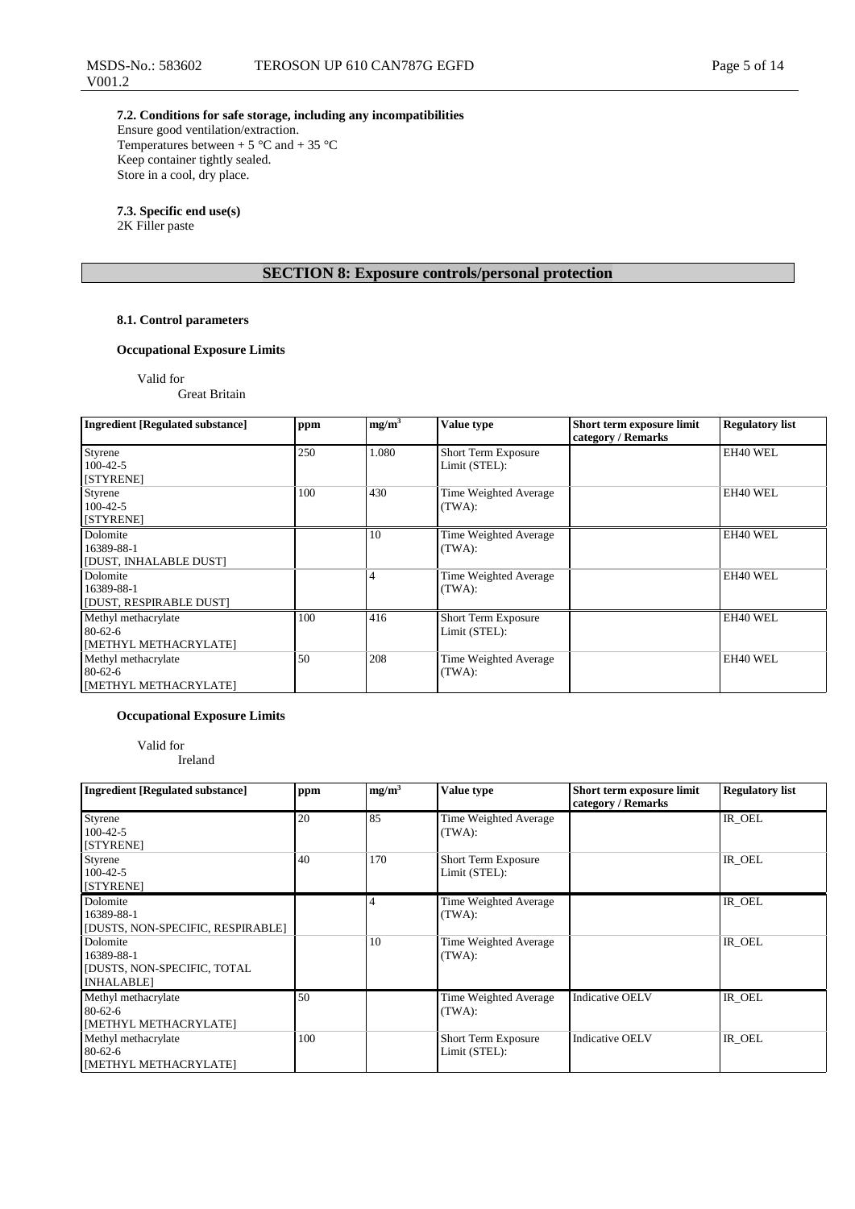### 7.2. Conditions for safe storage, including any incompatibilities

Ensure good ventilation/extraction.
Temperatures between + 5 °C and + 35 °C
Keep container tightly sealed.
Store in a cool, dry place.

### 7.3. Specific end use(s)

2K Filler paste

## SECTION 8: Exposure controls/personal protection

### 8.1. Control parameters

**Occupational Exposure Limits**

Valid for
Great Britain

| Ingredient [Regulated substance] | ppm | mg/m³ | Value type | Short term exposure limit category / Remarks | Regulatory list |
|---|---|---|---|---|---|
| Styrene<br>100-42-5<br>[STYRENE] | 250 | 1.080 | Short Term Exposure Limit (STEL): | | EH40 WEL |
| Styrene<br>100-42-5<br>[STYRENE] | 100 | 430 | Time Weighted Average (TWA): | | EH40 WEL |
| Dolomite<br>16389-88-1<br>[DUST, INHALABLE DUST] | | 10 | Time Weighted Average (TWA): | | EH40 WEL |
| Dolomite<br>16389-88-1<br>[DUST, RESPIRABLE DUST] | | 4 | Time Weighted Average (TWA): | | EH40 WEL |
| Methyl methacrylate<br>80-62-6<br>[METHYL METHACRYLATE] | 100 | 416 | Short Term Exposure Limit (STEL): | | EH40 WEL |
| Methyl methacrylate<br>80-62-6<br>[METHYL METHACRYLATE] | 50 | 208 | Time Weighted Average (TWA): | | EH40 WEL |

**Occupational Exposure Limits**

Valid for
Ireland

| Ingredient [Regulated substance] | ppm | mg/m³ | Value type | Short term exposure limit category / Remarks | Regulatory list |
|---|---|---|---|---|---|
| Styrene<br>100-42-5<br>[STYRENE] | 20 | 85 | Time Weighted Average (TWA): | | IR_OEL |
| Styrene<br>100-42-5<br>[STYRENE] | 40 | 170 | Short Term Exposure Limit (STEL): | | IR_OEL |
| Dolomite<br>16389-88-1<br>[DUSTS, NON-SPECIFIC, RESPIRABLE] | | 4 | Time Weighted Average (TWA): | | IR_OEL |
| Dolomite<br>16389-88-1<br>[DUSTS, NON-SPECIFIC, TOTAL INHALABLE] | | 10 | Time Weighted Average (TWA): | | IR_OEL |
| Methyl methacrylate<br>80-62-6<br>[METHYL METHACRYLATE] | 50 | | Time Weighted Average (TWA): | Indicative OELV | IR_OEL |
| Methyl methacrylate<br>80-62-6<br>[METHYL METHACRYLATE] | 100 | | Short Term Exposure Limit (STEL): | Indicative OELV | IR_OEL |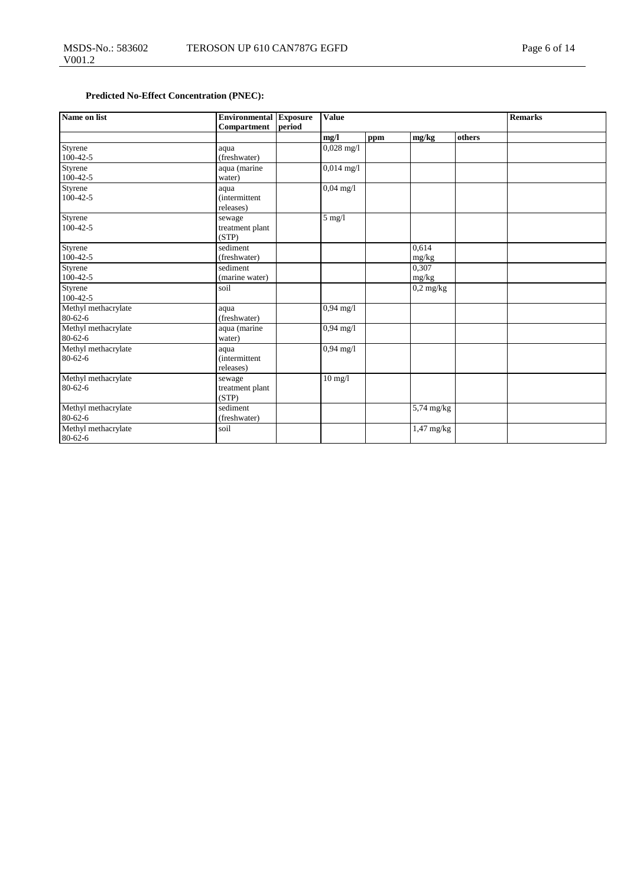**Predicted No-Effect Concentration (PNEC):**

| Name on list | Environmental Compartment | Exposure period | Value | | | | Remarks |
|---|---|---|---|---|---|---|---|
| | | | mg/l | ppm | mg/kg | others | |
| Styrene<br>100-42-5 | aqua (freshwater) | | 0,028 mg/l | | | | |
| Styrene<br>100-42-5 | aqua (marine water) | | 0,014 mg/l | | | | |
| Styrene<br>100-42-5 | aqua (intermittent releases) | | 0,04 mg/l | | | | |
| Styrene<br>100-42-5 | sewage treatment plant (STP) | | 5 mg/l | | | | |
| Styrene<br>100-42-5 | sediment (freshwater) | | | | 0,614 mg/kg | | |
| Styrene<br>100-42-5 | sediment (marine water) | | | | 0,307 mg/kg | | |
| Styrene<br>100-42-5 | soil | | | | 0,2 mg/kg | | |
| Methyl methacrylate<br>80-62-6 | aqua (freshwater) | | 0,94 mg/l | | | | |
| Methyl methacrylate<br>80-62-6 | aqua (marine water) | | 0,94 mg/l | | | | |
| Methyl methacrylate<br>80-62-6 | aqua (intermittent releases) | | 0,94 mg/l | | | | |
| Methyl methacrylate<br>80-62-6 | sewage treatment plant (STP) | | 10 mg/l | | | | |
| Methyl methacrylate<br>80-62-6 | sediment (freshwater) | | | | 5,74 mg/kg | | |
| Methyl methacrylate<br>80-62-6 | soil | | | | 1,47 mg/kg | | |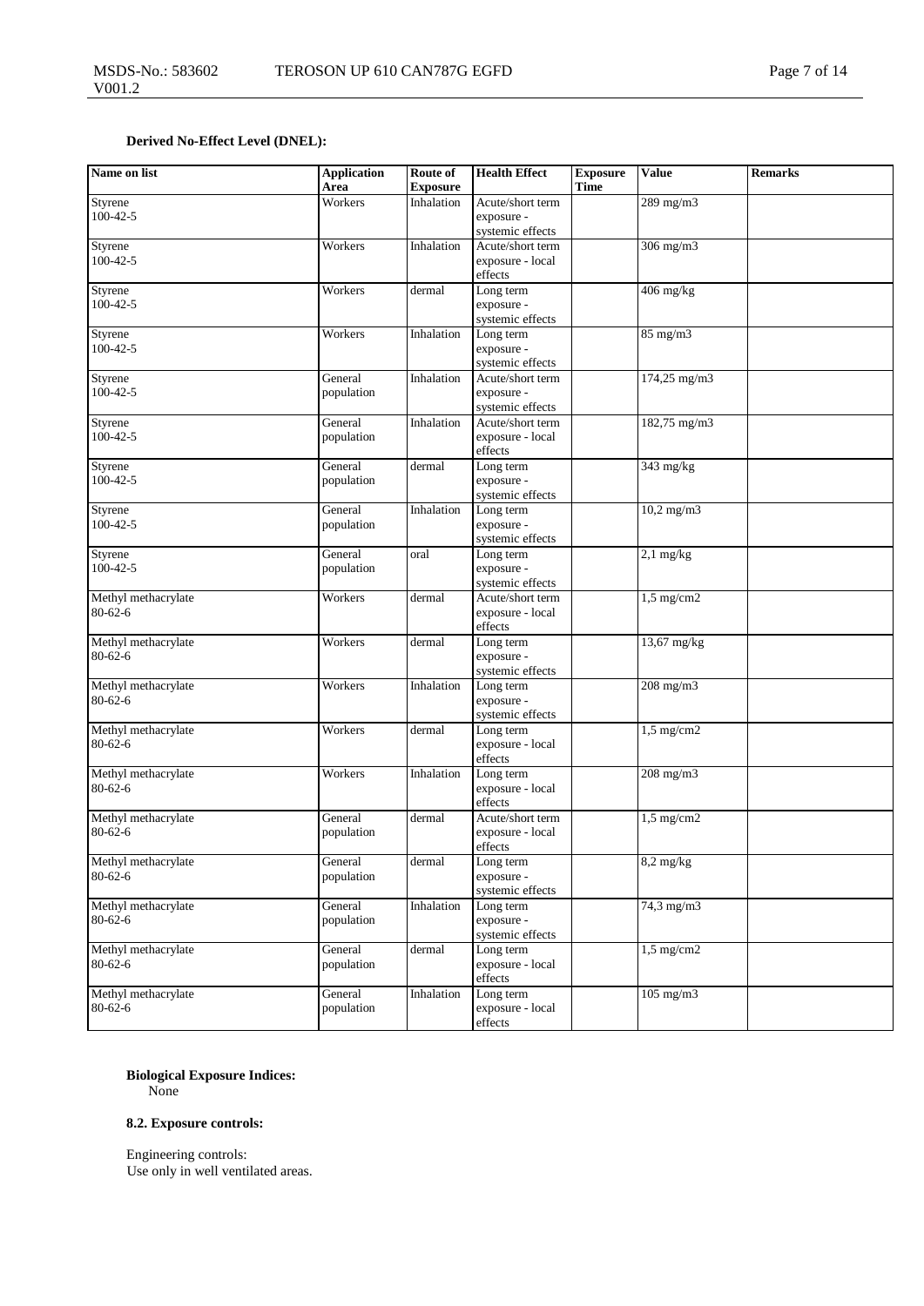**Derived No-Effect Level (DNEL):**

| Name on list | Application Area | Route of Exposure | Health Effect | Exposure Time | Value | Remarks |
|---|---|---|---|---|---|---|
| Styrene<br>100-42-5 | Workers | Inhalation | Acute/short term exposure - systemic effects | | 289 mg/m3 | |
| Styrene<br>100-42-5 | Workers | Inhalation | Acute/short term exposure - local effects | | 306 mg/m3 | |
| Styrene<br>100-42-5 | Workers | dermal | Long term exposure - systemic effects | | 406 mg/kg | |
| Styrene<br>100-42-5 | Workers | Inhalation | Long term exposure - systemic effects | | 85 mg/m3 | |
| Styrene<br>100-42-5 | General population | Inhalation | Acute/short term exposure - systemic effects | | 174,25 mg/m3 | |
| Styrene<br>100-42-5 | General population | Inhalation | Acute/short term exposure - local effects | | 182,75 mg/m3 | |
| Styrene<br>100-42-5 | General population | dermal | Long term exposure - systemic effects | | 343 mg/kg | |
| Styrene<br>100-42-5 | General population | Inhalation | Long term exposure - systemic effects | | 10,2 mg/m3 | |
| Styrene<br>100-42-5 | General population | oral | Long term exposure - systemic effects | | 2,1 mg/kg | |
| Methyl methacrylate<br>80-62-6 | Workers | dermal | Acute/short term exposure - local effects | | 1,5 mg/cm2 | |
| Methyl methacrylate<br>80-62-6 | Workers | dermal | Long term exposure - systemic effects | | 13,67 mg/kg | |
| Methyl methacrylate<br>80-62-6 | Workers | Inhalation | Long term exposure - systemic effects | | 208 mg/m3 | |
| Methyl methacrylate<br>80-62-6 | Workers | dermal | Long term exposure - local effects | | 1,5 mg/cm2 | |
| Methyl methacrylate<br>80-62-6 | Workers | Inhalation | Long term exposure - local effects | | 208 mg/m3 | |
| Methyl methacrylate<br>80-62-6 | General population | dermal | Acute/short term exposure - local effects | | 1,5 mg/cm2 | |
| Methyl methacrylate<br>80-62-6 | General population | dermal | Long term exposure - systemic effects | | 8,2 mg/kg | |
| Methyl methacrylate<br>80-62-6 | General population | Inhalation | Long term exposure - systemic effects | | 74,3 mg/m3 | |
| Methyl methacrylate<br>80-62-6 | General population | dermal | Long term exposure - local effects | | 1,5 mg/cm2 | |
| Methyl methacrylate<br>80-62-6 | General population | Inhalation | Long term exposure - local effects | | 105 mg/m3 | |

**Biological Exposure Indices:**
None

**8.2. Exposure controls:**

Engineering controls:
Use only in well ventilated areas.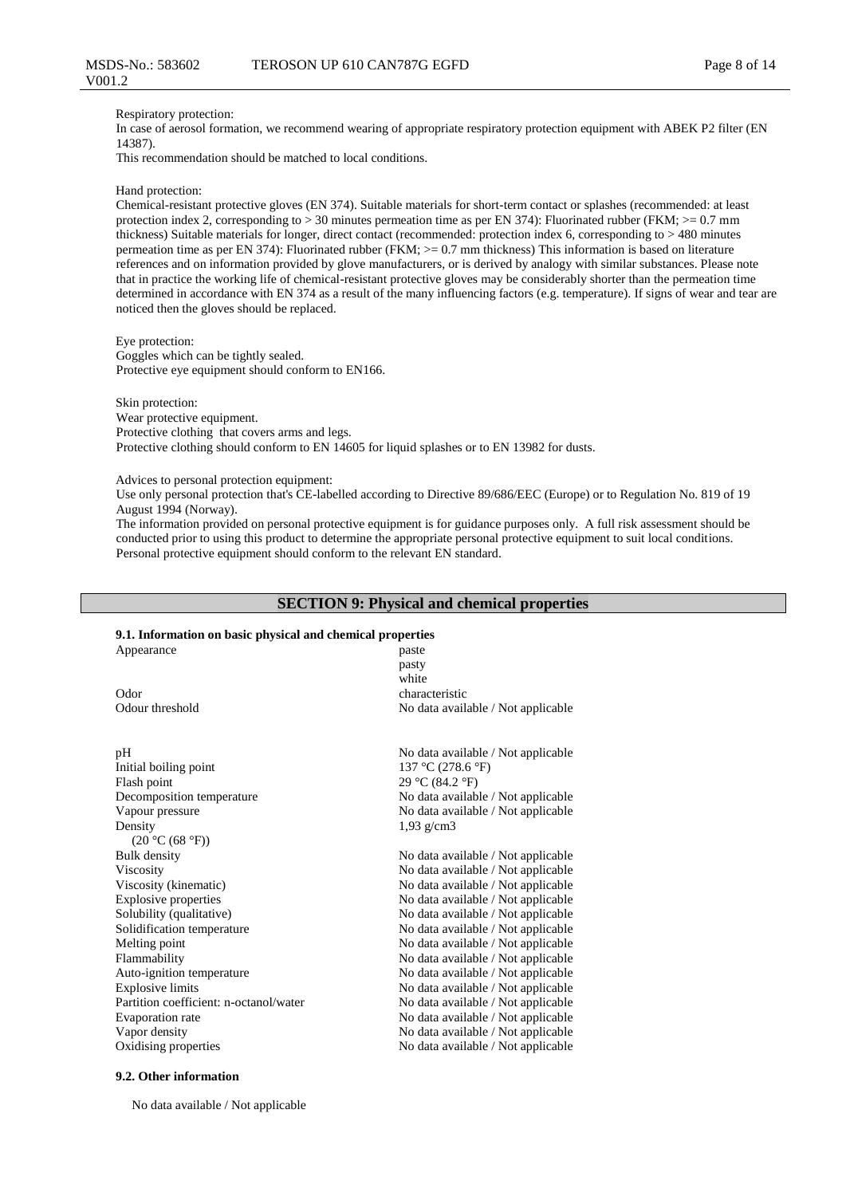Respiratory protection:
In case of aerosol formation, we recommend wearing of appropriate respiratory protection equipment with ABEK P2 filter (EN 14387).
This recommendation should be matched to local conditions.

Hand protection:
Chemical-resistant protective gloves (EN 374). Suitable materials for short-term contact or splashes (recommended: at least protection index 2, corresponding to > 30 minutes permeation time as per EN 374): Fluorinated rubber (FKM; >= 0.7 mm thickness) Suitable materials for longer, direct contact (recommended: protection index 6, corresponding to > 480 minutes permeation time as per EN 374): Fluorinated rubber (FKM; >= 0.7 mm thickness) This information is based on literature references and on information provided by glove manufacturers, or is derived by analogy with similar substances. Please note that in practice the working life of chemical-resistant protective gloves may be considerably shorter than the permeation time determined in accordance with EN 374 as a result of the many influencing factors (e.g. temperature). If signs of wear and tear are noticed then the gloves should be replaced.

Eye protection:
Goggles which can be tightly sealed.
Protective eye equipment should conform to EN166.

Skin protection:
Wear protective equipment.
Protective clothing that covers arms and legs.
Protective clothing should conform to EN 14605 for liquid splashes or to EN 13982 for dusts.

Advices to personal protection equipment:
Use only personal protection that's CE-labelled according to Directive 89/686/EEC (Europe) or to Regulation No. 819 of 19 August 1994 (Norway).
The information provided on personal protective equipment is for guidance purposes only. A full risk assessment should be conducted prior to using this product to determine the appropriate personal protective equipment to suit local conditions. Personal protective equipment should conform to the relevant EN standard.

## SECTION 9: Physical and chemical properties

### 9.1. Information on basic physical and chemical properties

| | |
|---|---|
| Appearance | paste<br>pasty<br>white |
| Odor | characteristic |
| Odour threshold | No data available / Not applicable |
| pH | No data available / Not applicable |
| Initial boiling point | 137 °C (278.6 °F) |
| Flash point | 29 °C (84.2 °F) |
| Decomposition temperature | No data available / Not applicable |
| Vapour pressure | No data available / Not applicable |
| Density<br>(20 °C (68 °F)) | 1,93 g/cm3 |
| Bulk density | No data available / Not applicable |
| Viscosity | No data available / Not applicable |
| Viscosity (kinematic) | No data available / Not applicable |
| Explosive properties | No data available / Not applicable |
| Solubility (qualitative) | No data available / Not applicable |
| Solidification temperature | No data available / Not applicable |
| Melting point | No data available / Not applicable |
| Flammability | No data available / Not applicable |
| Auto-ignition temperature | No data available / Not applicable |
| Explosive limits | No data available / Not applicable |
| Partition coefficient: n-octanol/water | No data available / Not applicable |
| Evaporation rate | No data available / Not applicable |
| Vapor density | No data available / Not applicable |
| Oxidising properties | No data available / Not applicable |

### 9.2. Other information

No data available / Not applicable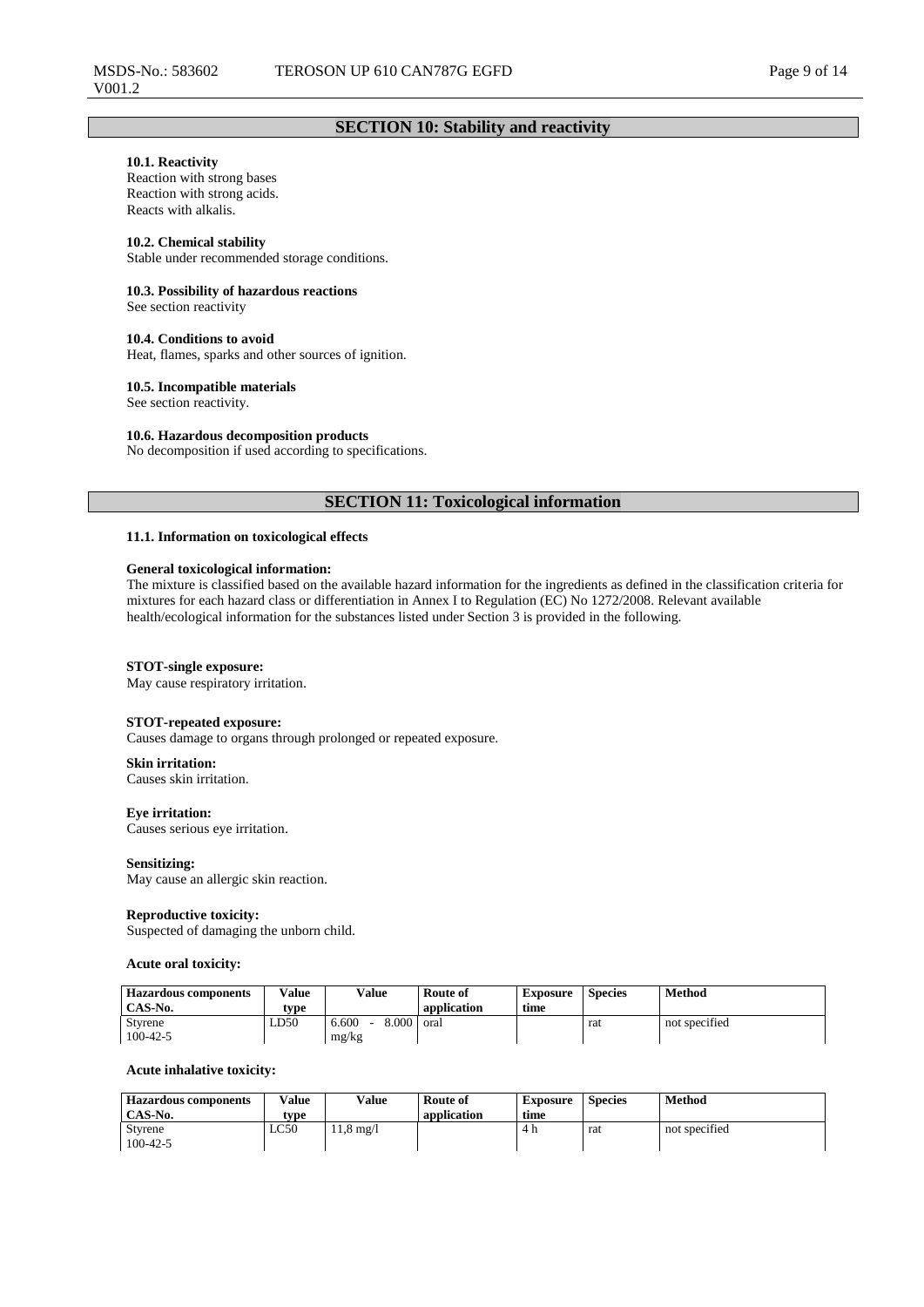## SECTION 10: Stability and reactivity

**10.1. Reactivity**
Reaction with strong bases
Reaction with strong acids.
Reacts with alkalis.

**10.2. Chemical stability**
Stable under recommended storage conditions.

**10.3. Possibility of hazardous reactions**
See section reactivity

**10.4. Conditions to avoid**
Heat, flames, sparks and other sources of ignition.

**10.5. Incompatible materials**
See section reactivity.

**10.6. Hazardous decomposition products**
No decomposition if used according to specifications.

## SECTION 11: Toxicological information

**11.1. Information on toxicological effects**

**General toxicological information:**
The mixture is classified based on the available hazard information for the ingredients as defined in the classification criteria for mixtures for each hazard class or differentiation in Annex I to Regulation (EC) No 1272/2008. Relevant available health/ecological information for the substances listed under Section 3 is provided in the following.

**STOT-single exposure:**
May cause respiratory irritation.

**STOT-repeated exposure:**
Causes damage to organs through prolonged or repeated exposure.

**Skin irritation:**
Causes skin irritation.

**Eye irritation:**
Causes serious eye irritation.

**Sensitizing:**
May cause an allergic skin reaction.

**Reproductive toxicity:**
Suspected of damaging the unborn child.

**Acute oral toxicity:**

| Hazardous components CAS-No. | Value type | Value | Route of application | Exposure time | Species | Method |
|---|---|---|---|---|---|---|
| Styrene 100-42-5 | LD50 | 6.600 - 8.000 mg/kg | oral | | rat | not specified |

**Acute inhalative toxicity:**

| Hazardous components CAS-No. | Value type | Value | Route of application | Exposure time | Species | Method |
|---|---|---|---|---|---|---|
| Styrene 100-42-5 | LC50 | 11,8 mg/l | | 4 h | rat | not specified |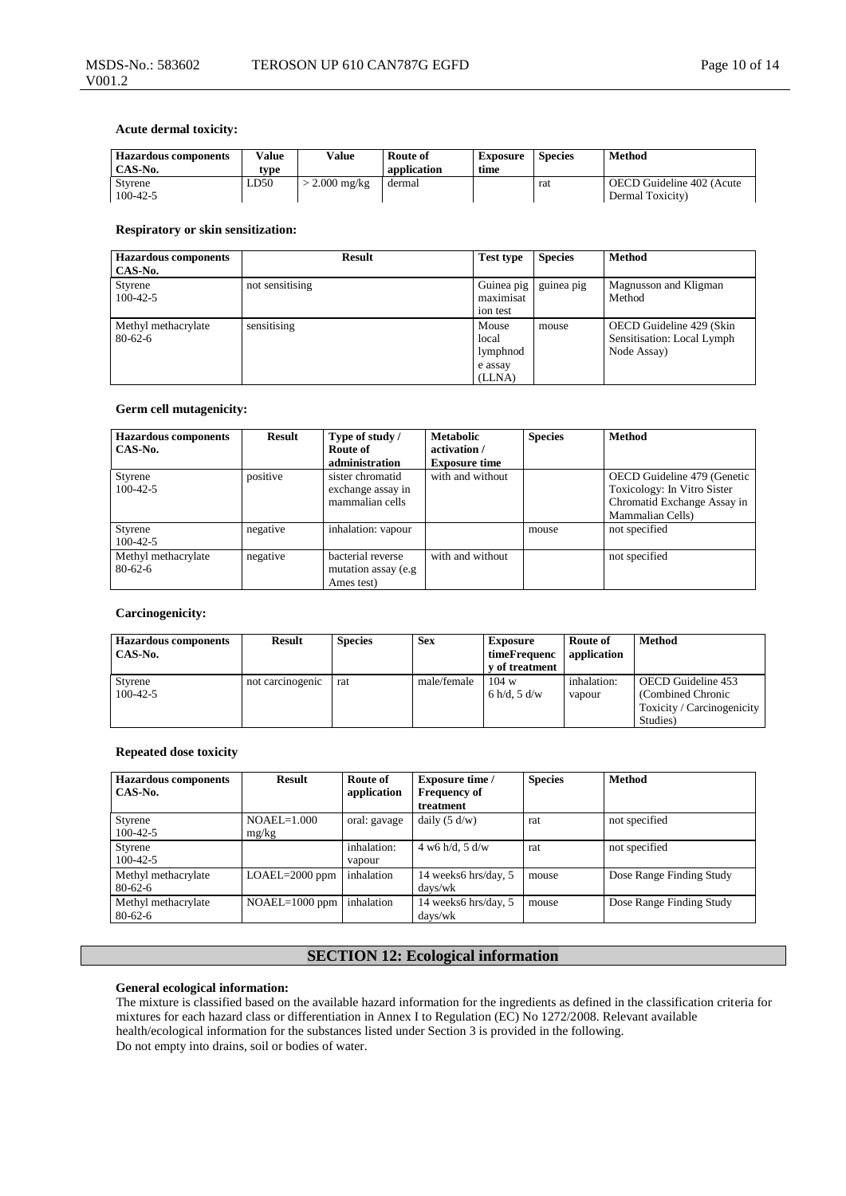**Acute dermal toxicity:**

| Hazardous components CAS-No. | Value type | Value | Route of application | Exposure time | Species | Method |
|---|---|---|---|---|---|---|
| Styrene 100-42-5 | LD50 | > 2.000 mg/kg | dermal | | rat | OECD Guideline 402 (Acute Dermal Toxicity) |

**Respiratory or skin sensitization:**

| Hazardous components CAS-No. | Result | Test type | Species | Method |
|---|---|---|---|---|
| Styrene 100-42-5 | not sensitising | Guinea pig maximisation test | guinea pig | Magnusson and Kligman Method |
| Methyl methacrylate 80-62-6 | sensitising | Mouse local lymphnode assay (LLNA) | mouse | OECD Guideline 429 (Skin Sensitisation: Local Lymph Node Assay) |

**Germ cell mutagenicity:**

| Hazardous components CAS-No. | Result | Type of study / Route of administration | Metabolic activation / Exposure time | Species | Method |
|---|---|---|---|---|---|
| Styrene 100-42-5 | positive | sister chromatid exchange assay in mammalian cells | with and without | | OECD Guideline 479 (Genetic Toxicology: In Vitro Sister Chromatid Exchange Assay in Mammalian Cells) |
| Styrene 100-42-5 | negative | inhalation: vapour | | mouse | not specified |
| Methyl methacrylate 80-62-6 | negative | bacterial reverse mutation assay (e.g Ames test) | with and without | | not specified |

**Carcinogenicity:**

| Hazardous components CAS-No. | Result | Species | Sex | Exposure timeFrequency of treatment | Route of application | Method |
|---|---|---|---|---|---|---|
| Styrene 100-42-5 | not carcinogenic | rat | male/female | 104 w 6 h/d, 5 d/w | inhalation: vapour | OECD Guideline 453 (Combined Chronic Toxicity / Carcinogenicity Studies) |

**Repeated dose toxicity**

| Hazardous components CAS-No. | Result | Route of application | Exposure time / Frequency of treatment | Species | Method |
|---|---|---|---|---|---|
| Styrene 100-42-5 | NOAEL=1.000 mg/kg | oral: gavage | daily (5 d/w) | rat | not specified |
| Styrene 100-42-5 | | inhalation: vapour | 4 w6 h/d, 5 d/w | rat | not specified |
| Methyl methacrylate 80-62-6 | LOAEL=2000 ppm | inhalation | 14 weeks6 hrs/day, 5 days/wk | mouse | Dose Range Finding Study |
| Methyl methacrylate 80-62-6 | NOAEL=1000 ppm | inhalation | 14 weeks6 hrs/day, 5 days/wk | mouse | Dose Range Finding Study |

## SECTION 12: Ecological information

**General ecological information:**

The mixture is classified based on the available hazard information for the ingredients as defined in the classification criteria for mixtures for each hazard class or differentiation in Annex I to Regulation (EC) No 1272/2008. Relevant available health/ecological information for the substances listed under Section 3 is provided in the following.
Do not empty into drains, soil or bodies of water.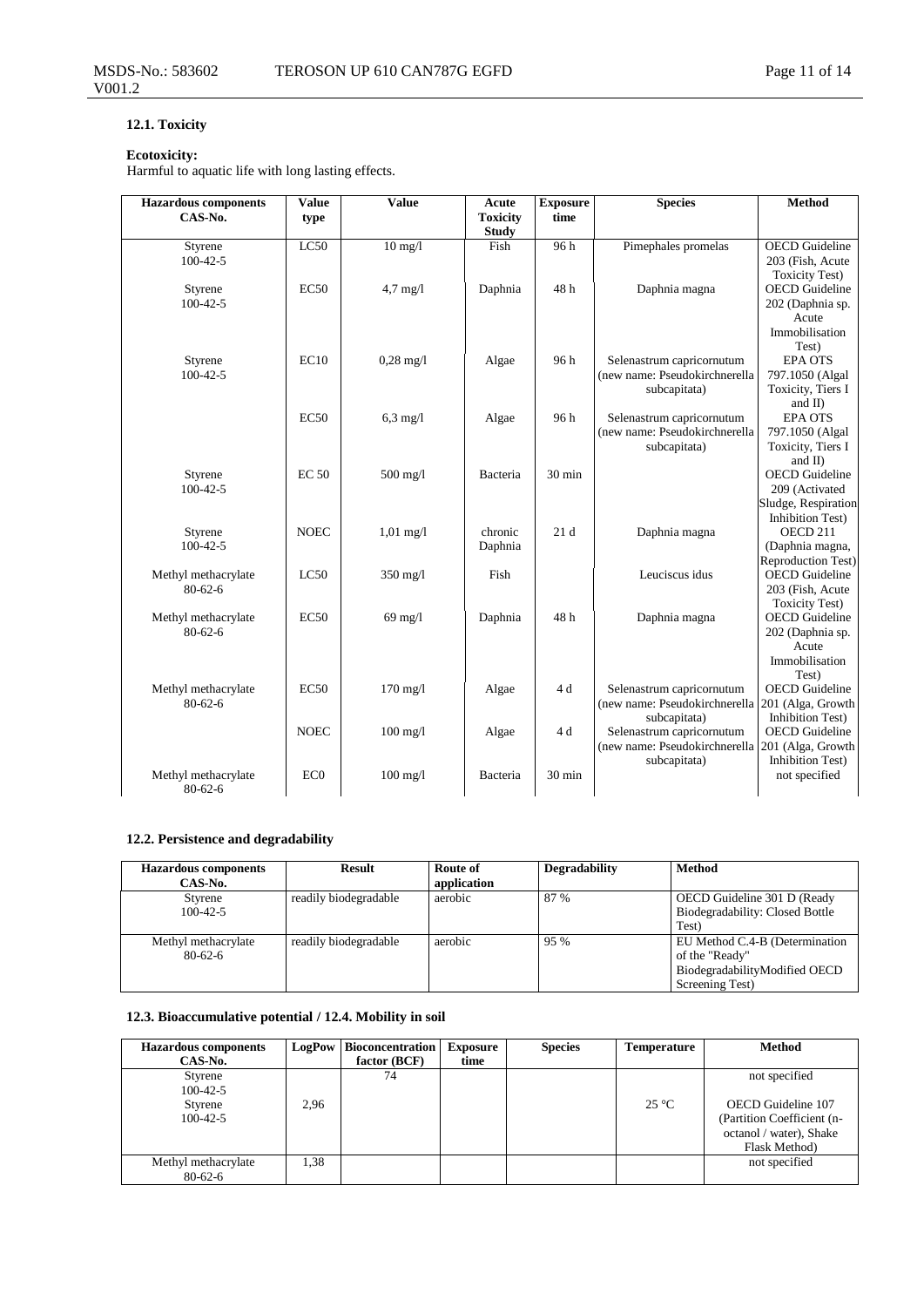### 12.1. Toxicity

**Ecotoxicity:**
Harmful to aquatic life with long lasting effects.

| Hazardous components CAS-No. | Value type | Value | Acute Toxicity Study | Exposure time | Species | Method |
|---|---|---|---|---|---|---|
| Styrene 100-42-5 | LC50 | 10 mg/l | Fish | 96 h | Pimephales promelas | OECD Guideline 203 (Fish, Acute Toxicity Test) |
| Styrene 100-42-5 | EC50 | 4,7 mg/l | Daphnia | 48 h | Daphnia magna | OECD Guideline 202 (Daphnia sp. Acute Immobilisation Test) |
| Styrene 100-42-5 | EC10 | 0,28 mg/l | Algae | 96 h | Selenastrum capricornutum (new name: Pseudokirchnerella subcapitata) | EPA OTS 797.1050 (Algal Toxicity, Tiers I and II) |
| | EC50 | 6,3 mg/l | Algae | 96 h | Selenastrum capricornutum (new name: Pseudokirchnerella subcapitata) | EPA OTS 797.1050 (Algal Toxicity, Tiers I and II) |
| Styrene 100-42-5 | EC 50 | 500 mg/l | Bacteria | 30 min | | OECD Guideline 209 (Activated Sludge, Respiration Inhibition Test) |
| Styrene 100-42-5 | NOEC | 1,01 mg/l | chronic Daphnia | 21 d | Daphnia magna | OECD 211 (Daphnia magna, Reproduction Test) |
| Methyl methacrylate 80-62-6 | LC50 | 350 mg/l | Fish | | Leuciscus idus | OECD Guideline 203 (Fish, Acute Toxicity Test) |
| Methyl methacrylate 80-62-6 | EC50 | 69 mg/l | Daphnia | 48 h | Daphnia magna | OECD Guideline 202 (Daphnia sp. Acute Immobilisation Test) |
| Methyl methacrylate 80-62-6 | EC50 | 170 mg/l | Algae | 4 d | Selenastrum capricornutum (new name: Pseudokirchnerella subcapitata) | OECD Guideline 201 (Alga, Growth Inhibition Test) |
| | NOEC | 100 mg/l | Algae | 4 d | Selenastrum capricornutum (new name: Pseudokirchnerella subcapitata) | OECD Guideline 201 (Alga, Growth Inhibition Test) |
| Methyl methacrylate 80-62-6 | EC0 | 100 mg/l | Bacteria | 30 min | | not specified |

### 12.2. Persistence and degradability

| Hazardous components CAS-No. | Result | Route of application | Degradability | Method |
|---|---|---|---|---|
| Styrene 100-42-5 | readily biodegradable | aerobic | 87 % | OECD Guideline 301 D (Ready Biodegradability: Closed Bottle Test) |
| Methyl methacrylate 80-62-6 | readily biodegradable | aerobic | 95 % | EU Method C.4-B (Determination of the "Ready" BiodegradabilityModified OECD Screening Test) |

### 12.3. Bioaccumulative potential / 12.4. Mobility in soil

| Hazardous components CAS-No. | LogPow | Bioconcentration factor (BCF) | Exposure time | Species | Temperature | Method |
|---|---|---|---|---|---|---|
| Styrene 100-42-5 | | 74 | | | | not specified |
| Styrene 100-42-5 | 2,96 | | | | 25 °C | OECD Guideline 107 (Partition Coefficient (n-octanol / water), Shake Flask Method) |
| Methyl methacrylate 80-62-6 | 1,38 | | | | | not specified |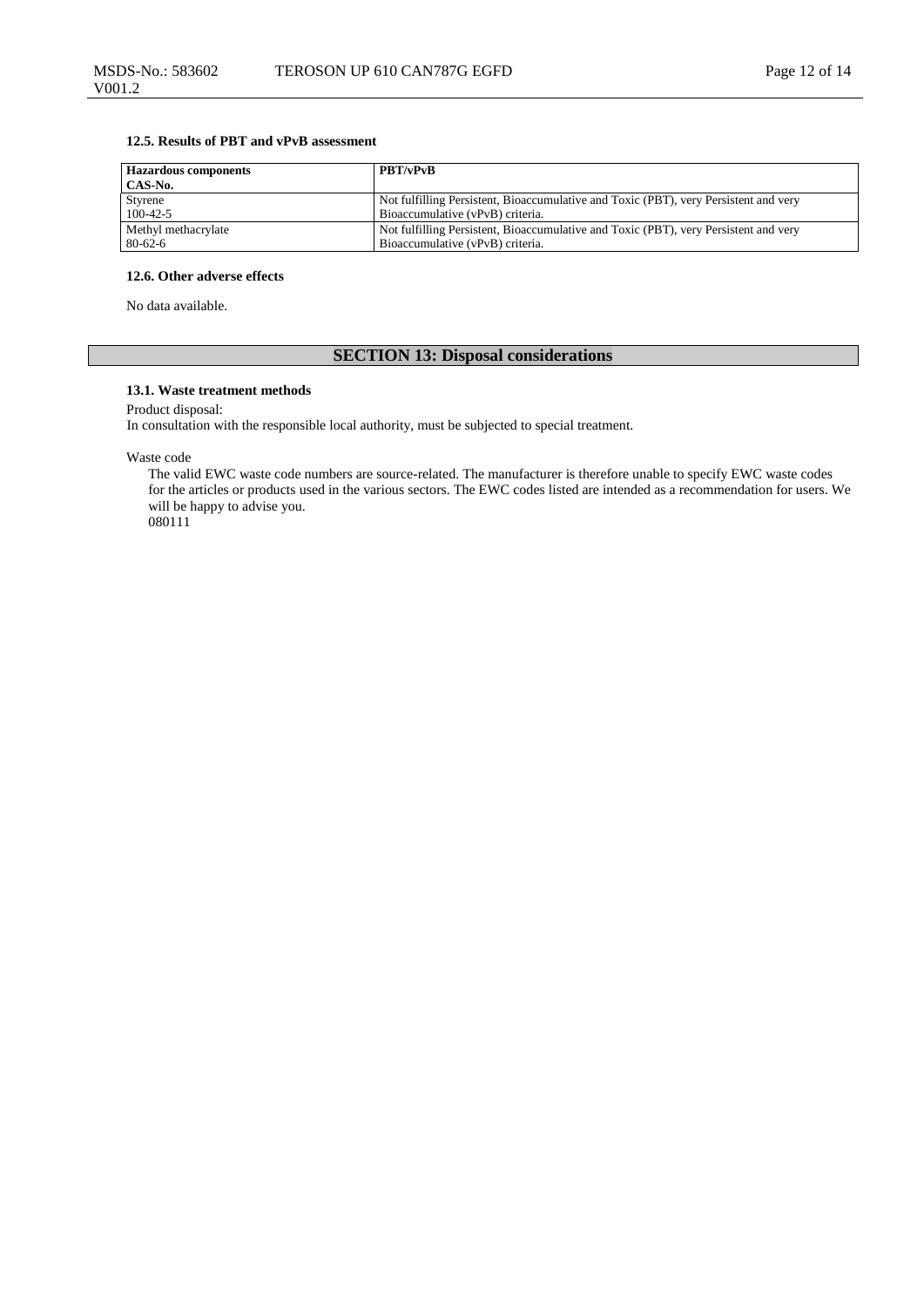### 12.5. Results of PBT and vPvB assessment

| Hazardous components<br>CAS-No. | PBT/vPvB |
|---|---|
| Styrene<br>100-42-5 | Not fulfilling Persistent, Bioaccumulative and Toxic (PBT), very Persistent and very Bioaccumulative (vPvB) criteria. |
| Methyl methacrylate<br>80-62-6 | Not fulfilling Persistent, Bioaccumulative and Toxic (PBT), very Persistent and very Bioaccumulative (vPvB) criteria. |

### 12.6. Other adverse effects

No data available.

## SECTION 13: Disposal considerations

### 13.1. Waste treatment methods

Product disposal:
In consultation with the responsible local authority, must be subjected to special treatment.

Waste code

The valid EWC waste code numbers are source-related. The manufacturer is therefore unable to specify EWC waste codes for the articles or products used in the various sectors. The EWC codes listed are intended as a recommendation for users. We will be happy to advise you.
080111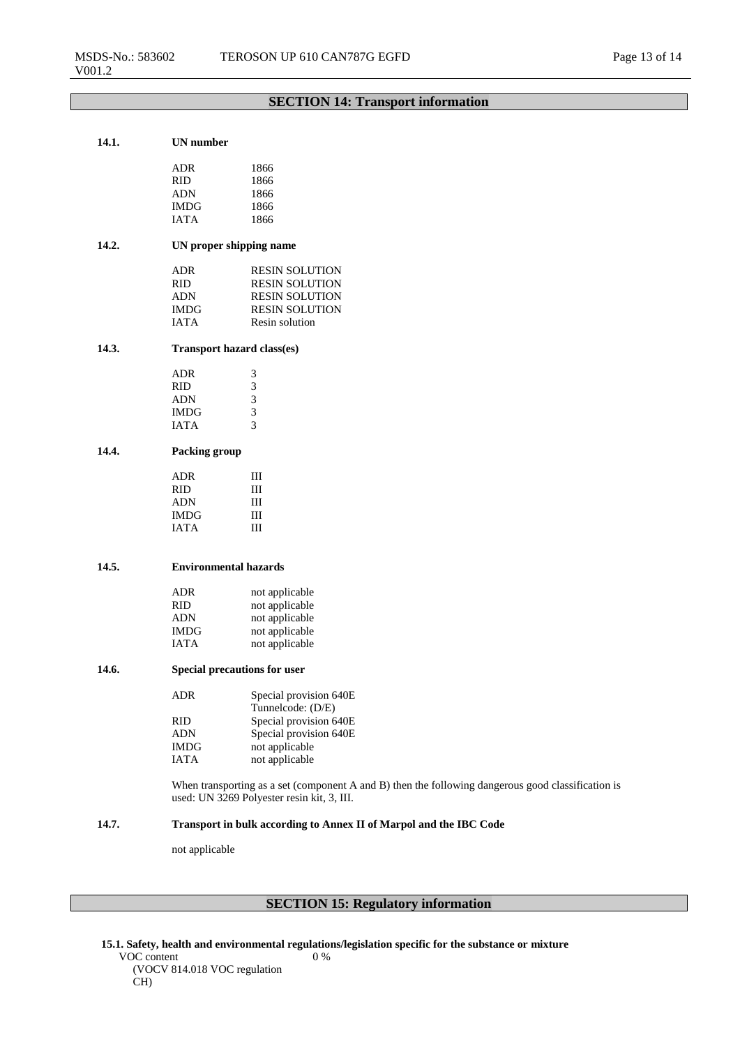## SECTION 14: Transport information

### 14.1. UN number

| | |
|---|---|
| ADR | 1866 |
| RID | 1866 |
| ADN | 1866 |
| IMDG | 1866 |
| IATA | 1866 |

### 14.2. UN proper shipping name

| | |
|---|---|
| ADR | RESIN SOLUTION |
| RID | RESIN SOLUTION |
| ADN | RESIN SOLUTION |
| IMDG | RESIN SOLUTION |
| IATA | Resin solution |

### 14.3. Transport hazard class(es)

| | |
|---|---|
| ADR | 3 |
| RID | 3 |
| ADN | 3 |
| IMDG | 3 |
| IATA | 3 |

### 14.4. Packing group

| | |
|---|---|
| ADR | III |
| RID | III |
| ADN | III |
| IMDG | III |
| IATA | III |

### 14.5. Environmental hazards

| | |
|---|---|
| ADR | not applicable |
| RID | not applicable |
| ADN | not applicable |
| IMDG | not applicable |
| IATA | not applicable |

### 14.6. Special precautions for user

| | |
|---|---|
| ADR | Special provision 640E<br>Tunnelcode: (D/E) |
| RID | Special provision 640E |
| ADN | Special provision 640E |
| IMDG | not applicable |
| IATA | not applicable |

When transporting as a set (component A and B) then the following dangerous good classification is used: UN 3269 Polyester resin kit, 3, III.

### 14.7. Transport in bulk according to Annex II of Marpol and the IBC Code

not applicable

## SECTION 15: Regulatory information

**15.1. Safety, health and environmental regulations/legislation specific for the substance or mixture**

| | |
|---|---|
| VOC content<br>(VOCV 814.018 VOC regulation CH) | 0 % |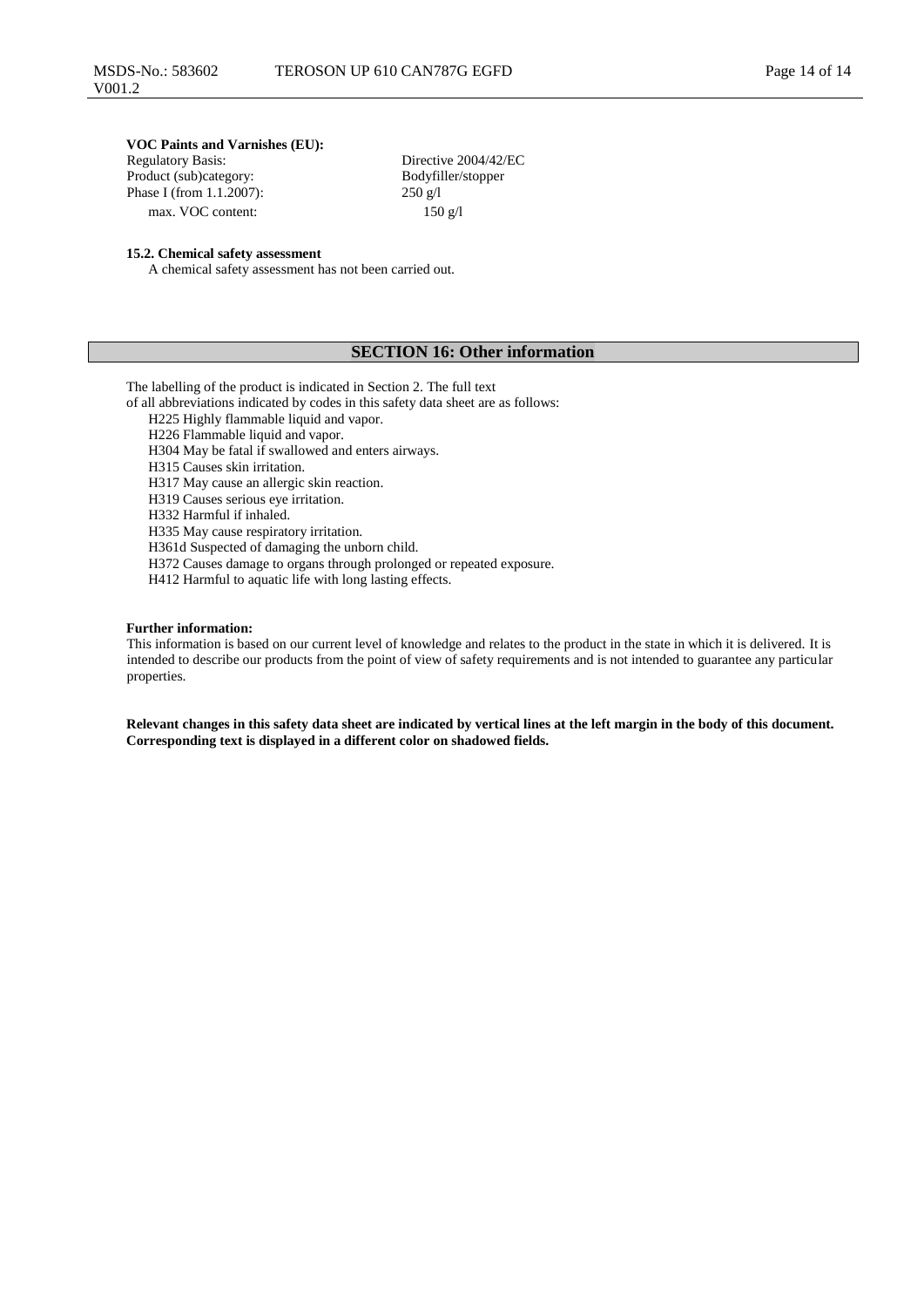**VOC Paints and Varnishes (EU):**

| | |
|---|---|
| Regulatory Basis: | Directive 2004/42/EC |
| Product (sub)category: | Bodyfiller/stopper |
| Phase I (from 1.1.2007): | 250 g/l |
| max. VOC content: | 150 g/l |

**15.2. Chemical safety assessment**

A chemical safety assessment has not been carried out.

## SECTION 16: Other information

The labelling of the product is indicated in Section 2. The full text of all abbreviations indicated by codes in this safety data sheet are as follows:

H225 Highly flammable liquid and vapor.
H226 Flammable liquid and vapor.
H304 May be fatal if swallowed and enters airways.
H315 Causes skin irritation.
H317 May cause an allergic skin reaction.
H319 Causes serious eye irritation.
H332 Harmful if inhaled.
H335 May cause respiratory irritation.
H361d Suspected of damaging the unborn child.
H372 Causes damage to organs through prolonged or repeated exposure.
H412 Harmful to aquatic life with long lasting effects.

**Further information:**

This information is based on our current level of knowledge and relates to the product in the state in which it is delivered. It is intended to describe our products from the point of view of safety requirements and is not intended to guarantee any particular properties.

**Relevant changes in this safety data sheet are indicated by vertical lines at the left margin in the body of this document. Corresponding text is displayed in a different color on shadowed fields.**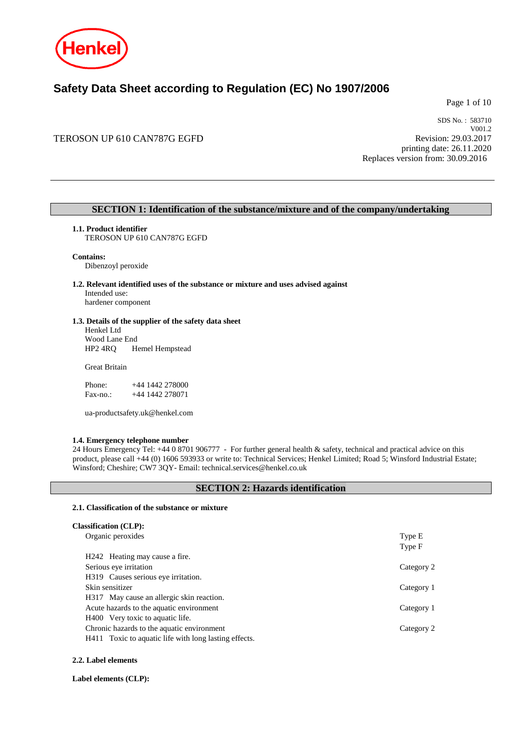# Safety Data Sheet according to Regulation (EC) No 1907/2006

TEROSON UP 610 CAN787G EGFD

SDS No. : 583710
V001.2
Revision: 29.03.2017
printing date: 26.11.2020
Replaces version from: 30.09.2016

## SECTION 1: Identification of the substance/mixture and of the company/undertaking

**1.1. Product identifier**
TEROSON UP 610 CAN787G EGFD

**Contains:**
Dibenzoyl peroxide

**1.2. Relevant identified uses of the substance or mixture and uses advised against**
Intended use:
hardener component

**1.3. Details of the supplier of the safety data sheet**
Henkel Ltd
Wood Lane End
HP2 4RQ Hemel Hempstead

Great Britain

Phone: +44 1442 278000
Fax-no.: +44 1442 278071

ua-productsafety.uk@henkel.com

**1.4. Emergency telephone number**
24 Hours Emergency Tel: +44 0 8701 906777 - For further general health & safety, technical and practical advice on this product, please call +44 (0) 1606 593933 or write to: Technical Services; Henkel Limited; Road 5; Winsford Industrial Estate; Winsford; Cheshire; CW7 3QY- Email: technical.services@henkel.co.uk

## SECTION 2: Hazards identification

**2.1. Classification of the substance or mixture**

**Classification (CLP):**

| | |
|---|---|
| Organic peroxides | Type E<br>Type F |
| H242 Heating may cause a fire. | |
| Serious eye irritation | Category 2 |
| H319 Causes serious eye irritation. | |
| Skin sensitizer | Category 1 |
| H317 May cause an allergic skin reaction. | |
| Acute hazards to the aquatic environment | Category 1 |
| H400 Very toxic to aquatic life. | |
| Chronic hazards to the aquatic environment | Category 2 |
| H411 Toxic to aquatic life with long lasting effects. | |

**2.2. Label elements**

**Label elements (CLP):**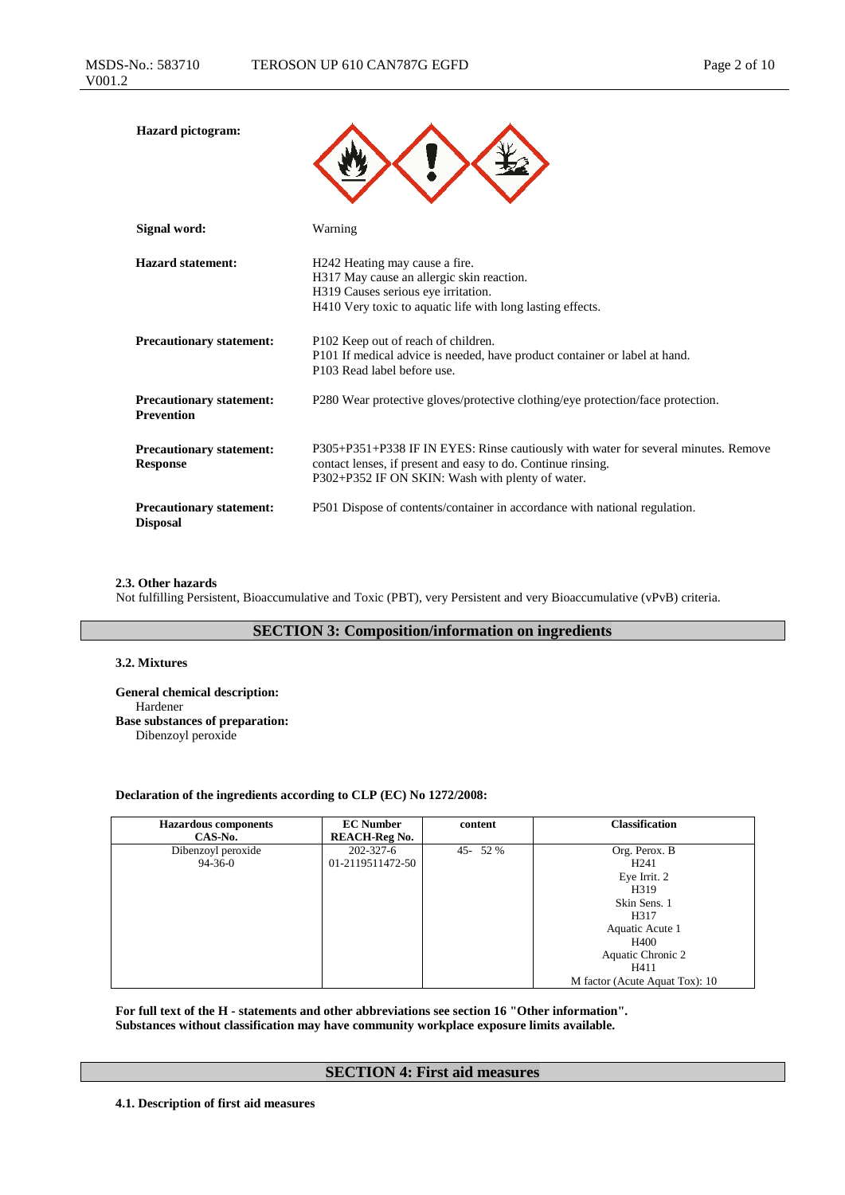**Hazard pictogram:**

**Signal word:** Warning

**Hazard statement:**
H242 Heating may cause a fire.
H317 May cause an allergic skin reaction.
H319 Causes serious eye irritation.
H410 Very toxic to aquatic life with long lasting effects.

**Precautionary statement:**
P102 Keep out of reach of children.
P101 If medical advice is needed, have product container or label at hand.
P103 Read label before use.

**Precautionary statement: Prevention**
P280 Wear protective gloves/protective clothing/eye protection/face protection.

**Precautionary statement: Response**
P305+P351+P338 IF IN EYES: Rinse cautiously with water for several minutes. Remove contact lenses, if present and easy to do. Continue rinsing.
P302+P352 IF ON SKIN: Wash with plenty of water.

**Precautionary statement: Disposal**
P501 Dispose of contents/container in accordance with national regulation.

**2.3. Other hazards**

Not fulfilling Persistent, Bioaccumulative and Toxic (PBT), very Persistent and very Bioaccumulative (vPvB) criteria.

## SECTION 3: Composition/information on ingredients

**3.2. Mixtures**

**General chemical description:**
Hardener

**Base substances of preparation:**
Dibenzoyl peroxide

**Declaration of the ingredients according to CLP (EC) No 1272/2008:**

| Hazardous components CAS-No. | EC Number REACH-Reg No. | content | Classification |
|---|---|---|---|
| Dibenzoyl peroxide 94-36-0 | 202-327-6 01-2119511472-50 | 45- 52 % | Org. Perox. B H241 Eye Irrit. 2 H319 Skin Sens. 1 H317 Aquatic Acute 1 H400 Aquatic Chronic 2 H411 M factor (Acute Aquat Tox): 10 |

**For full text of the H - statements and other abbreviations see section 16 "Other information".**
**Substances without classification may have community workplace exposure limits available.**

## SECTION 4: First aid measures

**4.1. Description of first aid measures**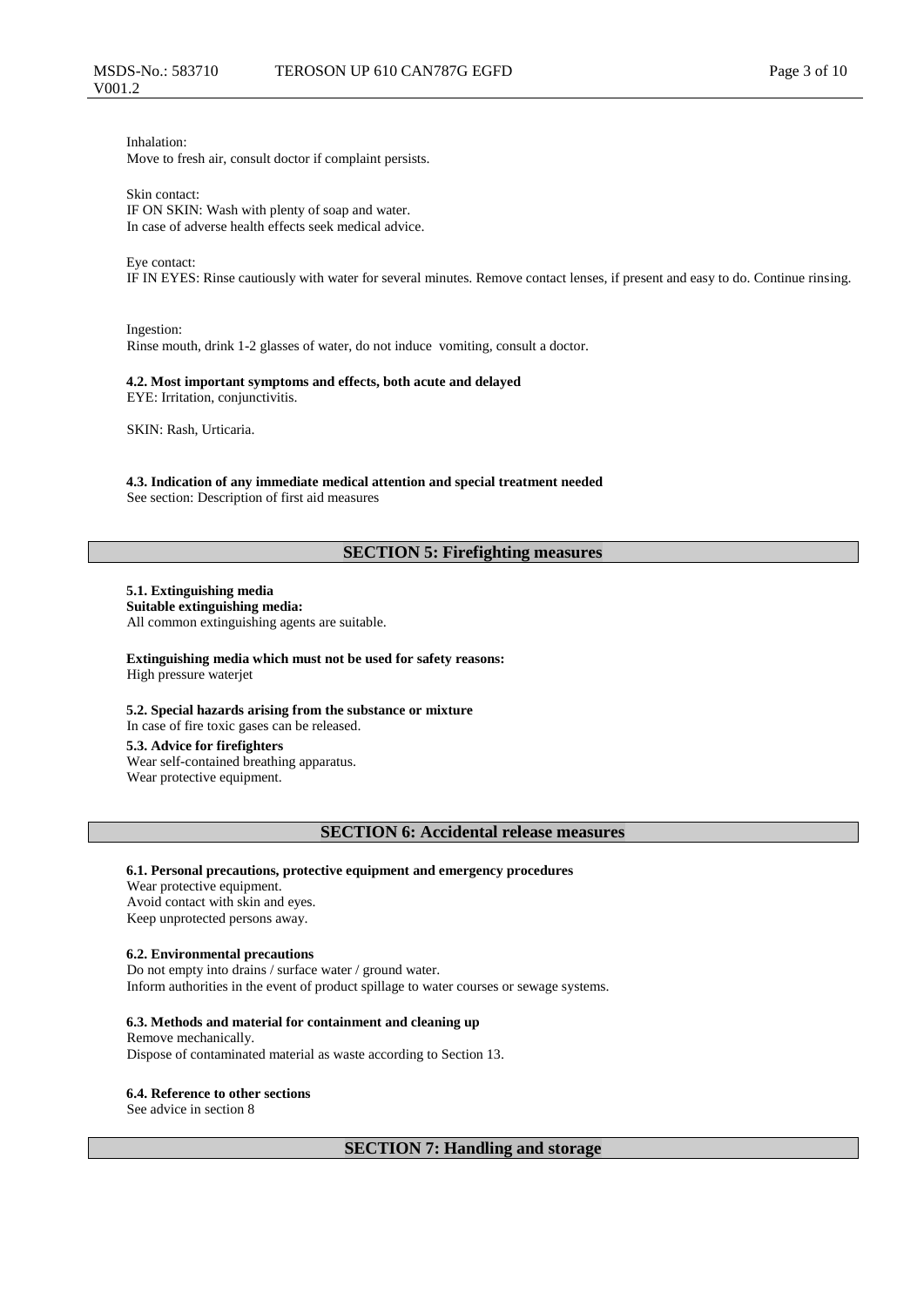Inhalation:
Move to fresh air, consult doctor if complaint persists.

Skin contact:
IF ON SKIN: Wash with plenty of soap and water.
In case of adverse health effects seek medical advice.

Eye contact:
IF IN EYES: Rinse cautiously with water for several minutes. Remove contact lenses, if present and easy to do. Continue rinsing.

Ingestion:
Rinse mouth, drink 1-2 glasses of water, do not induce vomiting, consult a doctor.

**4.2. Most important symptoms and effects, both acute and delayed**
EYE: Irritation, conjunctivitis.

SKIN: Rash, Urticaria.

**4.3. Indication of any immediate medical attention and special treatment needed**
See section: Description of first aid measures

## SECTION 5: Firefighting measures

**5.1. Extinguishing media**
**Suitable extinguishing media:**
All common extinguishing agents are suitable.

**Extinguishing media which must not be used for safety reasons:**
High pressure waterjet

**5.2. Special hazards arising from the substance or mixture**
In case of fire toxic gases can be released.

**5.3. Advice for firefighters**
Wear self-contained breathing apparatus.
Wear protective equipment.

## SECTION 6: Accidental release measures

**6.1. Personal precautions, protective equipment and emergency procedures**
Wear protective equipment.
Avoid contact with skin and eyes.
Keep unprotected persons away.

**6.2. Environmental precautions**
Do not empty into drains / surface water / ground water.
Inform authorities in the event of product spillage to water courses or sewage systems.

**6.3. Methods and material for containment and cleaning up**
Remove mechanically.
Dispose of contaminated material as waste according to Section 13.

**6.4. Reference to other sections**
See advice in section 8

## SECTION 7: Handling and storage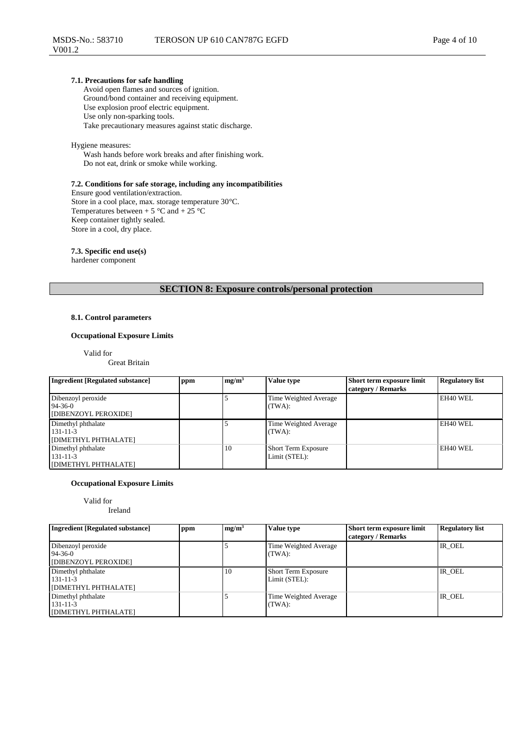**7.1. Precautions for safe handling**

Avoid open flames and sources of ignition.
Ground/bond container and receiving equipment.
Use explosion proof electric equipment.
Use only non-sparking tools.
Take precautionary measures against static discharge.

Hygiene measures:

Wash hands before work breaks and after finishing work.
Do not eat, drink or smoke while working.

**7.2. Conditions for safe storage, including any incompatibilities**

Ensure good ventilation/extraction.
Store in a cool place, max. storage temperature 30°C.
Temperatures between + 5 °C and + 25 °C
Keep container tightly sealed.
Store in a cool, dry place.

**7.3. Specific end use(s)**

hardener component

## SECTION 8: Exposure controls/personal protection

**8.1. Control parameters**

**Occupational Exposure Limits**

Valid for
Great Britain

| Ingredient [Regulated substance] | ppm | mg/m$^3$ | Value type | Short term exposure limit category / Remarks | Regulatory list |
|---|---|---|---|---|---|
| Dibenzoyl peroxide<br>94-36-0<br>[DIBENZOYL PEROXIDE] | | 5 | Time Weighted Average (TWA): | | EH40 WEL |
| Dimethyl phthalate<br>131-11-3<br>[DIMETHYL PHTHALATE] | | 5 | Time Weighted Average (TWA): | | EH40 WEL |
| Dimethyl phthalate<br>131-11-3<br>[DIMETHYL PHTHALATE] | | 10 | Short Term Exposure Limit (STEL): | | EH40 WEL |

**Occupational Exposure Limits**

Valid for
Ireland

| Ingredient [Regulated substance] | ppm | mg/m$^3$ | Value type | Short term exposure limit category / Remarks | Regulatory list |
|---|---|---|---|---|---|
| Dibenzoyl peroxide<br>94-36-0<br>[DIBENZOYL PEROXIDE] | | 5 | Time Weighted Average (TWA): | | IR_OEL |
| Dimethyl phthalate<br>131-11-3<br>[DIMETHYL PHTHALATE] | | 10 | Short Term Exposure Limit (STEL): | | IR_OEL |
| Dimethyl phthalate<br>131-11-3<br>[DIMETHYL PHTHALATE] | | 5 | Time Weighted Average (TWA): | | IR_OEL |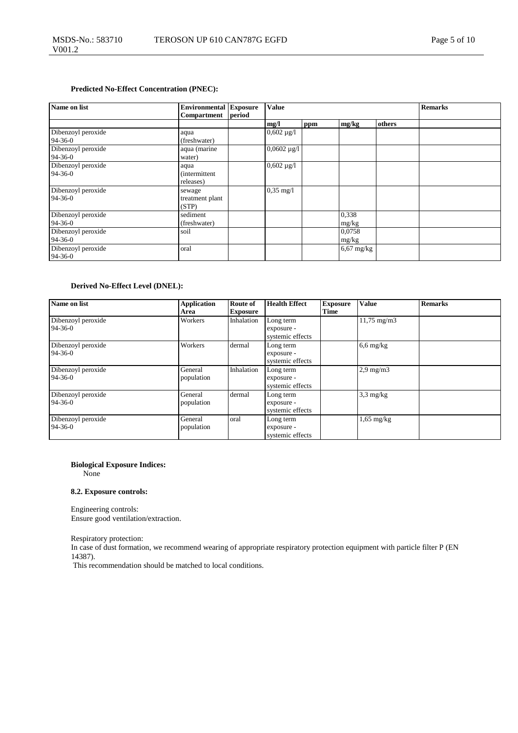**Predicted No-Effect Concentration (PNEC):**

| Name on list | Environmental Compartment | Exposure period | Value | | | | Remarks |
|---|---|---|---|---|---|---|---|
| | | | mg/l | ppm | mg/kg | others | |
| Dibenzoyl peroxide 94-36-0 | aqua (freshwater) | | 0,602 µg/l | | | | |
| Dibenzoyl peroxide 94-36-0 | aqua (marine water) | | 0,0602 µg/l | | | | |
| Dibenzoyl peroxide 94-36-0 | aqua (intermittent releases) | | 0,602 µg/l | | | | |
| Dibenzoyl peroxide 94-36-0 | sewage treatment plant (STP) | | 0,35 mg/l | | | | |
| Dibenzoyl peroxide 94-36-0 | sediment (freshwater) | | | | 0,338 mg/kg | | |
| Dibenzoyl peroxide 94-36-0 | soil | | | | 0,0758 mg/kg | | |
| Dibenzoyl peroxide 94-36-0 | oral | | | | 6,67 mg/kg | | |

**Derived No-Effect Level (DNEL):**

| Name on list | Application Area | Route of Exposure | Health Effect | Exposure Time | Value | Remarks |
|---|---|---|---|---|---|---|
| Dibenzoyl peroxide 94-36-0 | Workers | Inhalation | Long term exposure - systemic effects | | 11,75 mg/m3 | |
| Dibenzoyl peroxide 94-36-0 | Workers | dermal | Long term exposure - systemic effects | | 6,6 mg/kg | |
| Dibenzoyl peroxide 94-36-0 | General population | Inhalation | Long term exposure - systemic effects | | 2,9 mg/m3 | |
| Dibenzoyl peroxide 94-36-0 | General population | dermal | Long term exposure - systemic effects | | 3,3 mg/kg | |
| Dibenzoyl peroxide 94-36-0 | General population | oral | Long term exposure - systemic effects | | 1,65 mg/kg | |

**Biological Exposure Indices:**
None

**8.2. Exposure controls:**

Engineering controls:
Ensure good ventilation/extraction.

Respiratory protection:
In case of dust formation, we recommend wearing of appropriate respiratory protection equipment with particle filter P (EN 14387).
This recommendation should be matched to local conditions.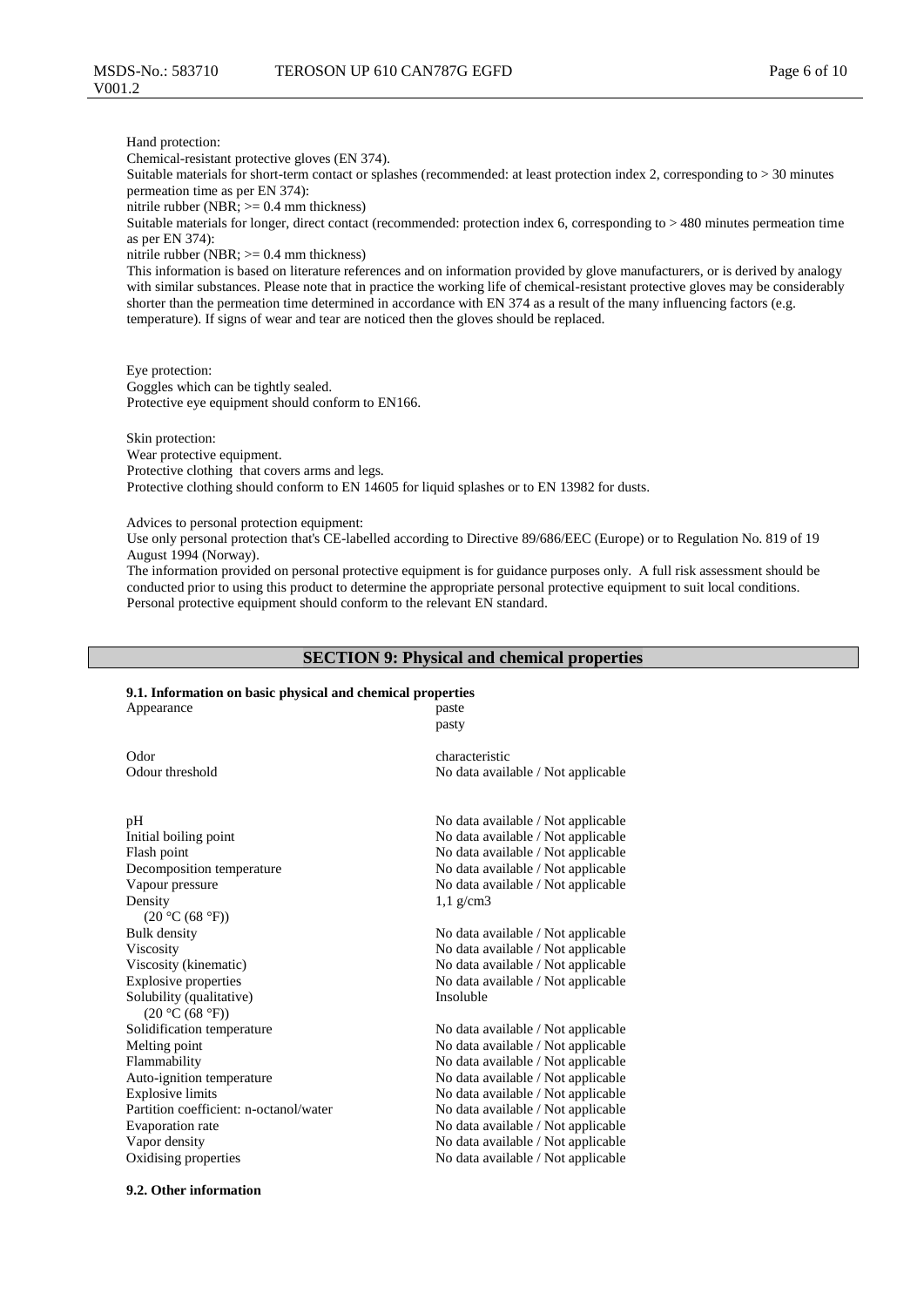Hand protection:
Chemical-resistant protective gloves (EN 374).
Suitable materials for short-term contact or splashes (recommended: at least protection index 2, corresponding to > 30 minutes permeation time as per EN 374):
nitrile rubber (NBR; >= 0.4 mm thickness)
Suitable materials for longer, direct contact (recommended: protection index 6, corresponding to > 480 minutes permeation time as per EN 374):
nitrile rubber (NBR; >= 0.4 mm thickness)
This information is based on literature references and on information provided by glove manufacturers, or is derived by analogy with similar substances. Please note that in practice the working life of chemical-resistant protective gloves may be considerably shorter than the permeation time determined in accordance with EN 374 as a result of the many influencing factors (e.g. temperature). If signs of wear and tear are noticed then the gloves should be replaced.

Eye protection:
Goggles which can be tightly sealed.
Protective eye equipment should conform to EN166.

Skin protection:
Wear protective equipment.
Protective clothing that covers arms and legs.
Protective clothing should conform to EN 14605 for liquid splashes or to EN 13982 for dusts.

Advices to personal protection equipment:
Use only personal protection that's CE-labelled according to Directive 89/686/EEC (Europe) or to Regulation No. 819 of 19 August 1994 (Norway).
The information provided on personal protective equipment is for guidance purposes only. A full risk assessment should be conducted prior to using this product to determine the appropriate personal protective equipment to suit local conditions. Personal protective equipment should conform to the relevant EN standard.

## SECTION 9: Physical and chemical properties

**9.1. Information on basic physical and chemical properties**

| Property | Value |
|---|---|
| Appearance | paste<br>pasty |
| Odor | characteristic |
| Odour threshold | No data available / Not applicable |
| pH | No data available / Not applicable |
| Initial boiling point | No data available / Not applicable |
| Flash point | No data available / Not applicable |
| Decomposition temperature | No data available / Not applicable |
| Vapour pressure | No data available / Not applicable |
| Density (20 °C (68 °F)) | 1,1 g/cm3 |
| Bulk density | No data available / Not applicable |
| Viscosity | No data available / Not applicable |
| Viscosity (kinematic) | No data available / Not applicable |
| Explosive properties | No data available / Not applicable |
| Solubility (qualitative) (20 °C (68 °F)) | Insoluble |
| Solidification temperature | No data available / Not applicable |
| Melting point | No data available / Not applicable |
| Flammability | No data available / Not applicable |
| Auto-ignition temperature | No data available / Not applicable |
| Explosive limits | No data available / Not applicable |
| Partition coefficient: n-octanol/water | No data available / Not applicable |
| Evaporation rate | No data available / Not applicable |
| Vapor density | No data available / Not applicable |
| Oxidising properties | No data available / Not applicable |

**9.2. Other information**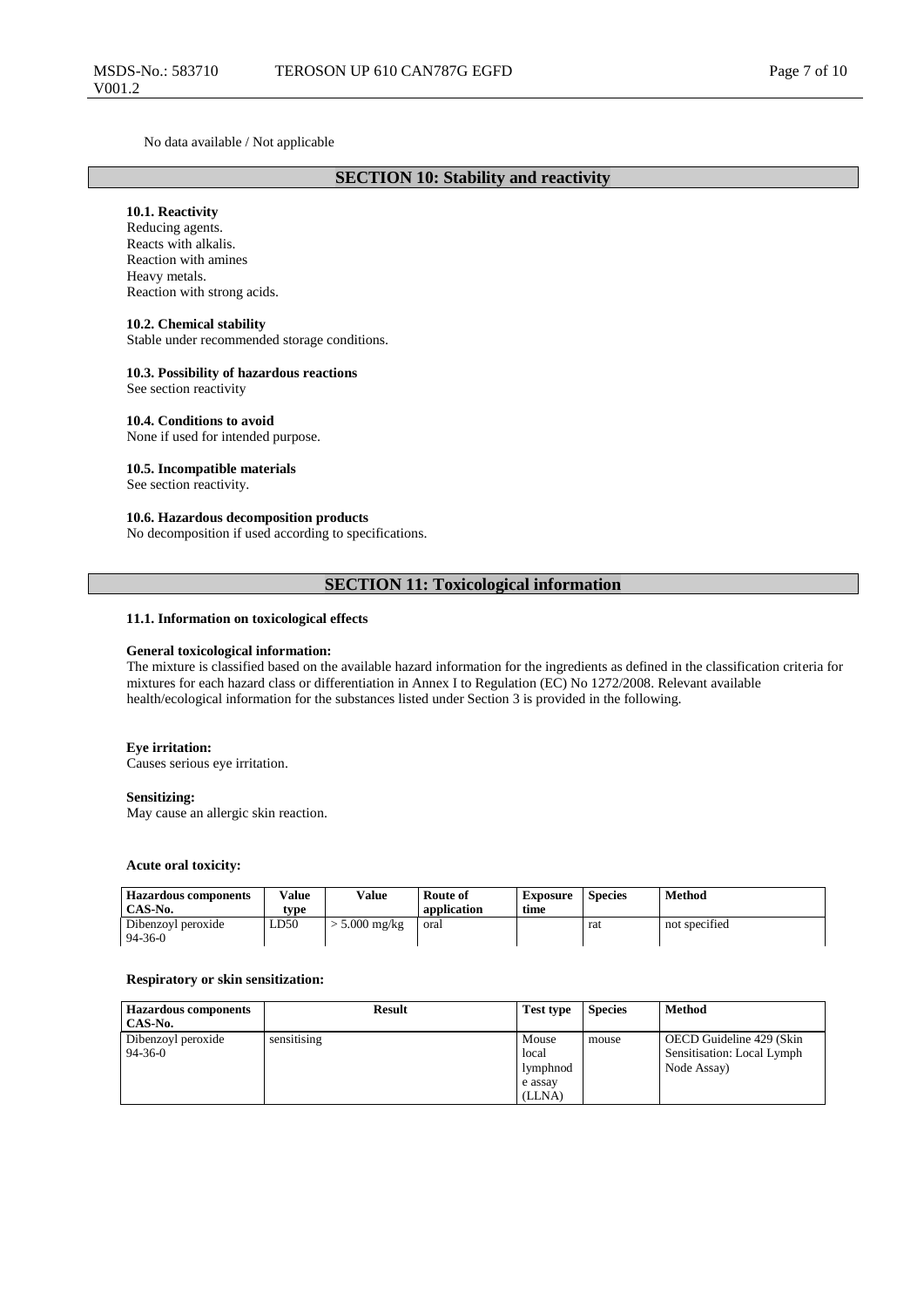No data available / Not applicable

## SECTION 10: Stability and reactivity

**10.1. Reactivity**
Reducing agents.
Reacts with alkalis.
Reaction with amines
Heavy metals.
Reaction with strong acids.

**10.2. Chemical stability**
Stable under recommended storage conditions.

**10.3. Possibility of hazardous reactions**
See section reactivity

**10.4. Conditions to avoid**
None if used for intended purpose.

**10.5. Incompatible materials**
See section reactivity.

**10.6. Hazardous decomposition products**
No decomposition if used according to specifications.

## SECTION 11: Toxicological information

**11.1. Information on toxicological effects**

**General toxicological information:**
The mixture is classified based on the available hazard information for the ingredients as defined in the classification criteria for mixtures for each hazard class or differentiation in Annex I to Regulation (EC) No 1272/2008. Relevant available health/ecological information for the substances listed under Section 3 is provided in the following.

**Eye irritation:**
Causes serious eye irritation.

**Sensitizing:**
May cause an allergic skin reaction.

**Acute oral toxicity:**

| Hazardous components CAS-No. | Value type | Value | Route of application | Exposure time | Species | Method |
|---|---|---|---|---|---|---|
| Dibenzoyl peroxide 94-36-0 | LD50 | > 5.000 mg/kg | oral | | rat | not specified |

**Respiratory or skin sensitization:**

| Hazardous components CAS-No. | Result | Test type | Species | Method |
|---|---|---|---|---|
| Dibenzoyl peroxide 94-36-0 | sensitising | Mouse local lymphnode assay (LLNA) | mouse | OECD Guideline 429 (Skin Sensitisation: Local Lymph Node Assay) |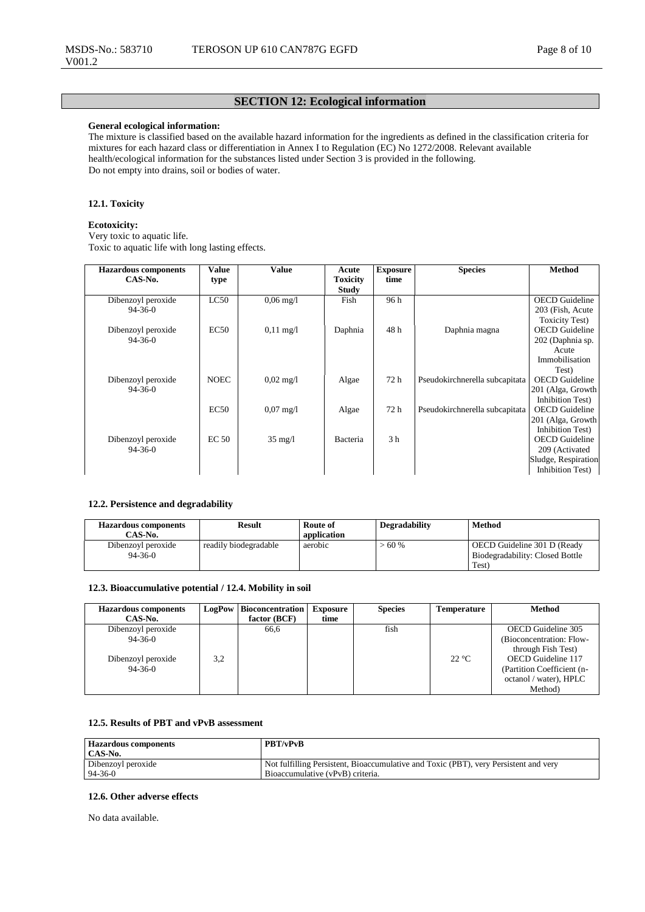## SECTION 12: Ecological information

**General ecological information:**
The mixture is classified based on the available hazard information for the ingredients as defined in the classification criteria for mixtures for each hazard class or differentiation in Annex I to Regulation (EC) No 1272/2008. Relevant available health/ecological information for the substances listed under Section 3 is provided in the following.
Do not empty into drains, soil or bodies of water.

### 12.1. Toxicity

**Ecotoxicity:**
Very toxic to aquatic life.
Toxic to aquatic life with long lasting effects.

| Hazardous components CAS-No. | Value type | Value | Acute Toxicity Study | Exposure time | Species | Method |
|---|---|---|---|---|---|---|
| Dibenzoyl peroxide 94-36-0 | LC50 | 0,06 mg/l | Fish | 96 h | | OECD Guideline 203 (Fish, Acute Toxicity Test) |
| Dibenzoyl peroxide 94-36-0 | EC50 | 0,11 mg/l | Daphnia | 48 h | Daphnia magna | OECD Guideline 202 (Daphnia sp. Acute Immobilisation Test) |
| Dibenzoyl peroxide 94-36-0 | NOEC | 0,02 mg/l | Algae | 72 h | Pseudokirchnerella subcapitata | OECD Guideline 201 (Alga, Growth Inhibition Test) |
| | EC50 | 0,07 mg/l | Algae | 72 h | Pseudokirchnerella subcapitata | OECD Guideline 201 (Alga, Growth Inhibition Test) |
| Dibenzoyl peroxide 94-36-0 | EC 50 | 35 mg/l | Bacteria | 3 h | | OECD Guideline 209 (Activated Sludge, Respiration Inhibition Test) |

### 12.2. Persistence and degradability

| Hazardous components CAS-No. | Result | Route of application | Degradability | Method |
|---|---|---|---|---|
| Dibenzoyl peroxide 94-36-0 | readily biodegradable | aerobic | > 60 % | OECD Guideline 301 D (Ready Biodegradability: Closed Bottle Test) |

### 12.3. Bioaccumulative potential / 12.4. Mobility in soil

| Hazardous components CAS-No. | LogPow | Bioconcentration factor (BCF) | Exposure time | Species | Temperature | Method |
|---|---|---|---|---|---|---|
| Dibenzoyl peroxide 94-36-0 | | 66,6 | | fish | | OECD Guideline 305 (Bioconcentration: Flow-through Fish Test) |
| Dibenzoyl peroxide 94-36-0 | 3,2 | | | | 22 °C | OECD Guideline 117 (Partition Coefficient (n-octanol / water), HPLC Method) |

### 12.5. Results of PBT and vPvB assessment

| Hazardous components CAS-No. | PBT/vPvB |
|---|---|
| Dibenzoyl peroxide 94-36-0 | Not fulfilling Persistent, Bioaccumulative and Toxic (PBT), very Persistent and very Bioaccumulative (vPvB) criteria. |

### 12.6. Other adverse effects

No data available.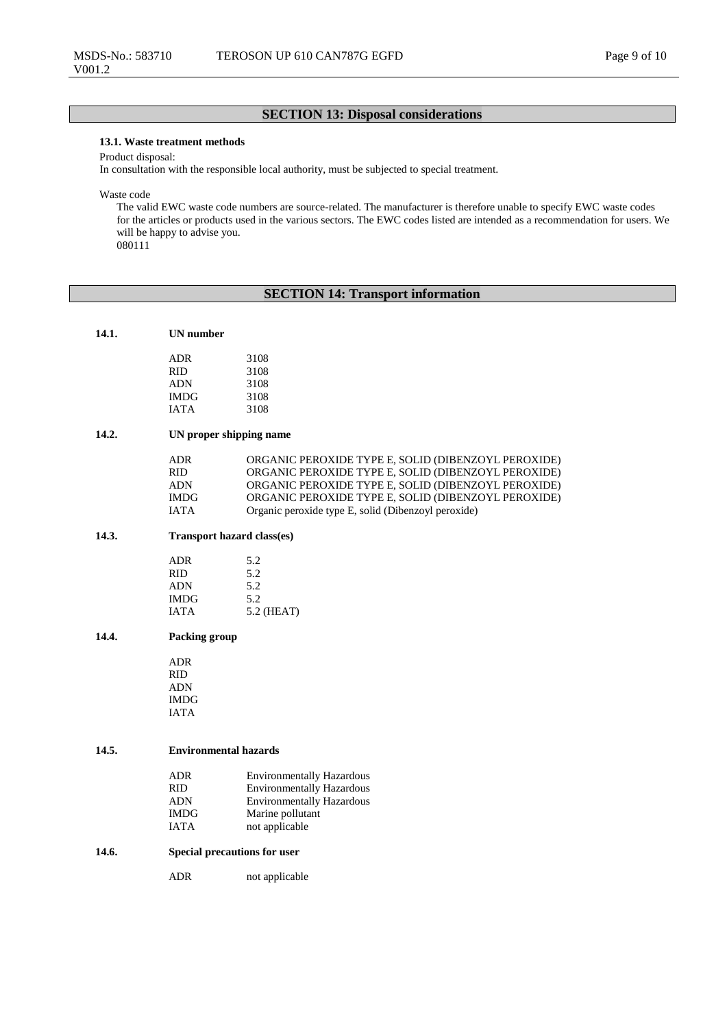## SECTION 13: Disposal considerations

**13.1. Waste treatment methods**

Product disposal:
In consultation with the responsible local authority, must be subjected to special treatment.

Waste code

The valid EWC waste code numbers are source-related. The manufacturer is therefore unable to specify EWC waste codes for the articles or products used in the various sectors. The EWC codes listed are intended as a recommendation for users. We will be happy to advise you.
080111

## SECTION 14: Transport information

**14.1. UN number**

| | |
|---|---|
| ADR | 3108 |
| RID | 3108 |
| ADN | 3108 |
| IMDG | 3108 |
| IATA | 3108 |

**14.2. UN proper shipping name**

| | |
|---|---|
| ADR | ORGANIC PEROXIDE TYPE E, SOLID (DIBENZOYL PEROXIDE) |
| RID | ORGANIC PEROXIDE TYPE E, SOLID (DIBENZOYL PEROXIDE) |
| ADN | ORGANIC PEROXIDE TYPE E, SOLID (DIBENZOYL PEROXIDE) |
| IMDG | ORGANIC PEROXIDE TYPE E, SOLID (DIBENZOYL PEROXIDE) |
| IATA | Organic peroxide type E, solid (Dibenzoyl peroxide) |

**14.3. Transport hazard class(es)**

| | |
|---|---|
| ADR | 5.2 |
| RID | 5.2 |
| ADN | 5.2 |
| IMDG | 5.2 |
| IATA | 5.2 (HEAT) |

**14.4. Packing group**

ADR
RID
ADN
IMDG
IATA

**14.5. Environmental hazards**

| | |
|---|---|
| ADR | Environmentally Hazardous |
| RID | Environmentally Hazardous |
| ADN | Environmentally Hazardous |
| IMDG | Marine pollutant |
| IATA | not applicable |

**14.6. Special precautions for user**

| | |
|---|---|
| ADR | not applicable |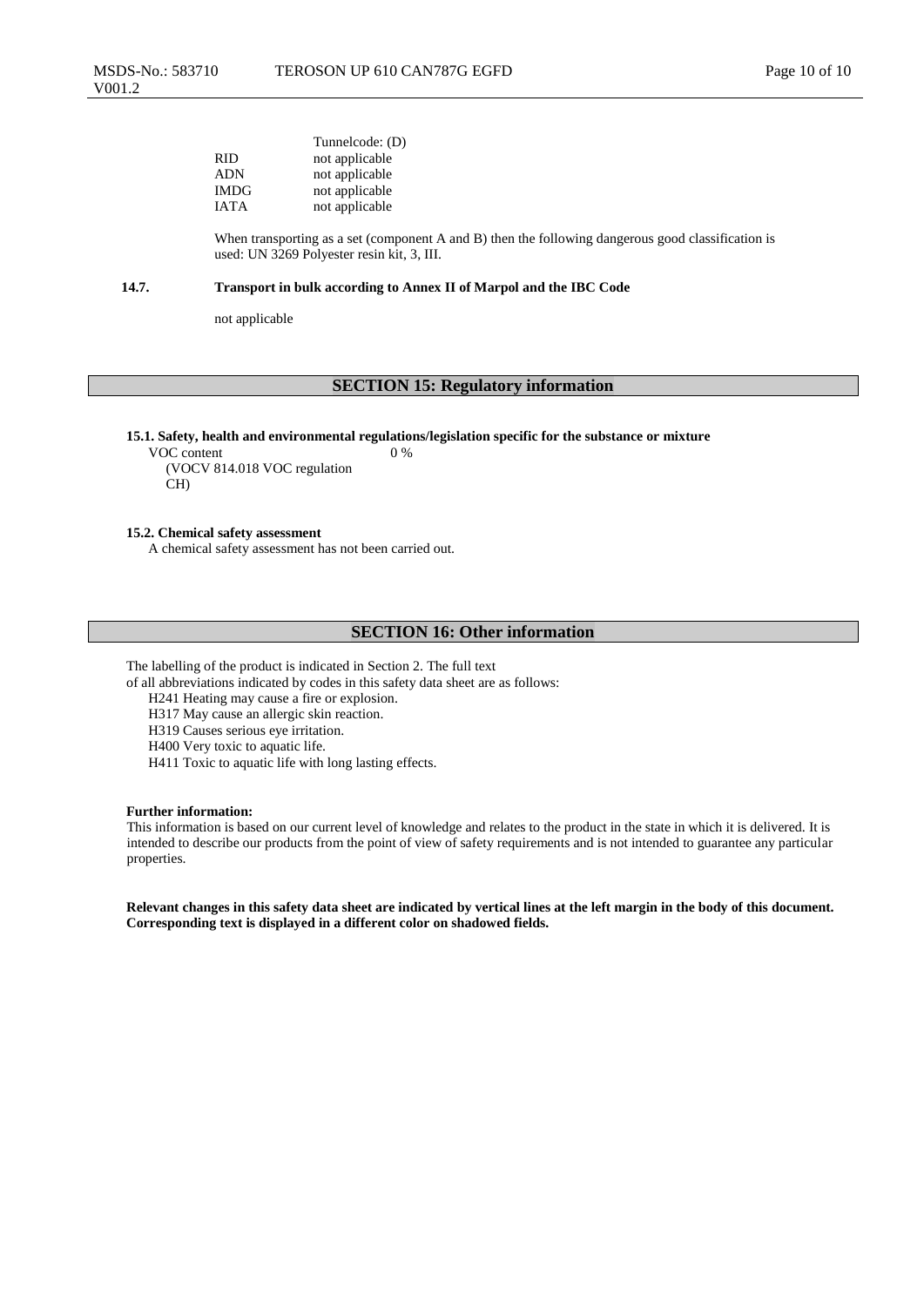| | |
|---|---|
| | Tunnelcode: (D) |
| RID | not applicable |
| ADN | not applicable |
| IMDG | not applicable |
| IATA | not applicable |

When transporting as a set (component A and B) then the following dangerous good classification is used: UN 3269 Polyester resin kit, 3, III.

**14.7. Transport in bulk according to Annex II of Marpol and the IBC Code**

not applicable

## SECTION 15: Regulatory information

**15.1. Safety, health and environmental regulations/legislation specific for the substance or mixture**

VOC content (VOCV 814.018 VOC regulation CH) 0 %

**15.2. Chemical safety assessment**

A chemical safety assessment has not been carried out.

## SECTION 16: Other information

The labelling of the product is indicated in Section 2. The full text of all abbreviations indicated by codes in this safety data sheet are as follows:

H241 Heating may cause a fire or explosion.
H317 May cause an allergic skin reaction.
H319 Causes serious eye irritation.
H400 Very toxic to aquatic life.
H411 Toxic to aquatic life with long lasting effects.

**Further information:**

This information is based on our current level of knowledge and relates to the product in the state in which it is delivered. It is intended to describe our products from the point of view of safety requirements and is not intended to guarantee any particular properties.

**Relevant changes in this safety data sheet are indicated by vertical lines at the left margin in the body of this document. Corresponding text is displayed in a different color on shadowed fields.**